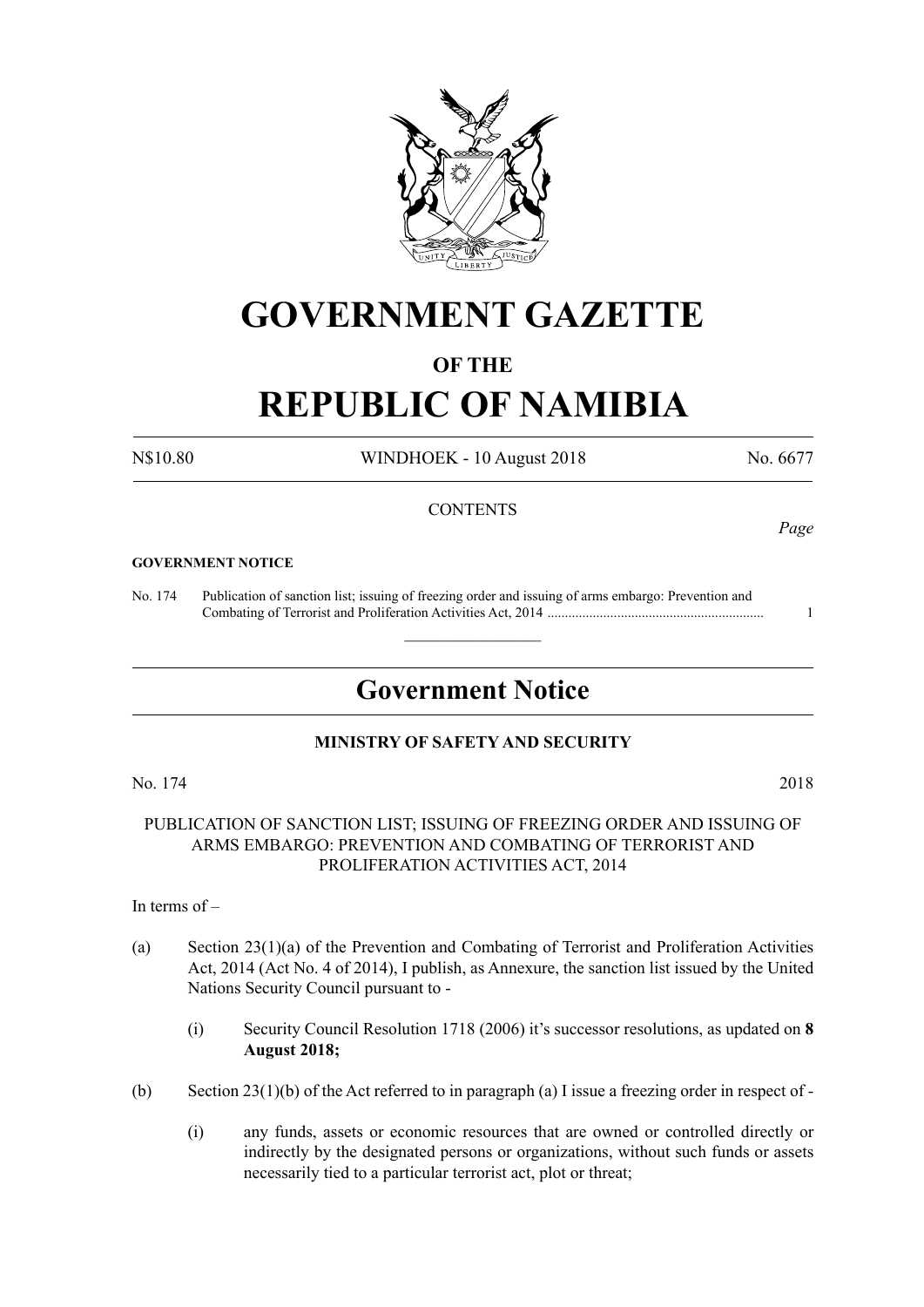# GOVERNMENT GAZETTE

## OF THE

# REPUBLIC OF NAMIBIA

N$10.80 WINDHOEK - 10 August 2018 No. 6677

CONTENTS

*Page*

**GOVERNMENT NOTICE**

No. 174 Publication of sanction list; issuing of freezing order and issuing of arms embargo: Prevention and Combating of Terrorist and Proliferation Activities Act, 2014 ............................................................. 1

---

## Government Notice

**MINISTRY OF SAFETY AND SECURITY**

No. 174 2018

PUBLICATION OF SANCTION LIST; ISSUING OF FREEZING ORDER AND ISSUING OF ARMS EMBARGO: PREVENTION AND COMBATING OF TERRORIST AND PROLIFERATION ACTIVITIES ACT, 2014

In terms of –

(a) Section 23(1)(a) of the Prevention and Combating of Terrorist and Proliferation Activities Act, 2014 (Act No. 4 of 2014), I publish, as Annexure, the sanction list issued by the United Nations Security Council pursuant to -

  (i) Security Council Resolution 1718 (2006) it's successor resolutions, as updated on **8 August 2018;**

(b) Section 23(1)(b) of the Act referred to in paragraph (a) I issue a freezing order in respect of -

  (i) any funds, assets or economic resources that are owned or controlled directly or indirectly by the designated persons or organizations, without such funds or assets necessarily tied to a particular terrorist act, plot or threat;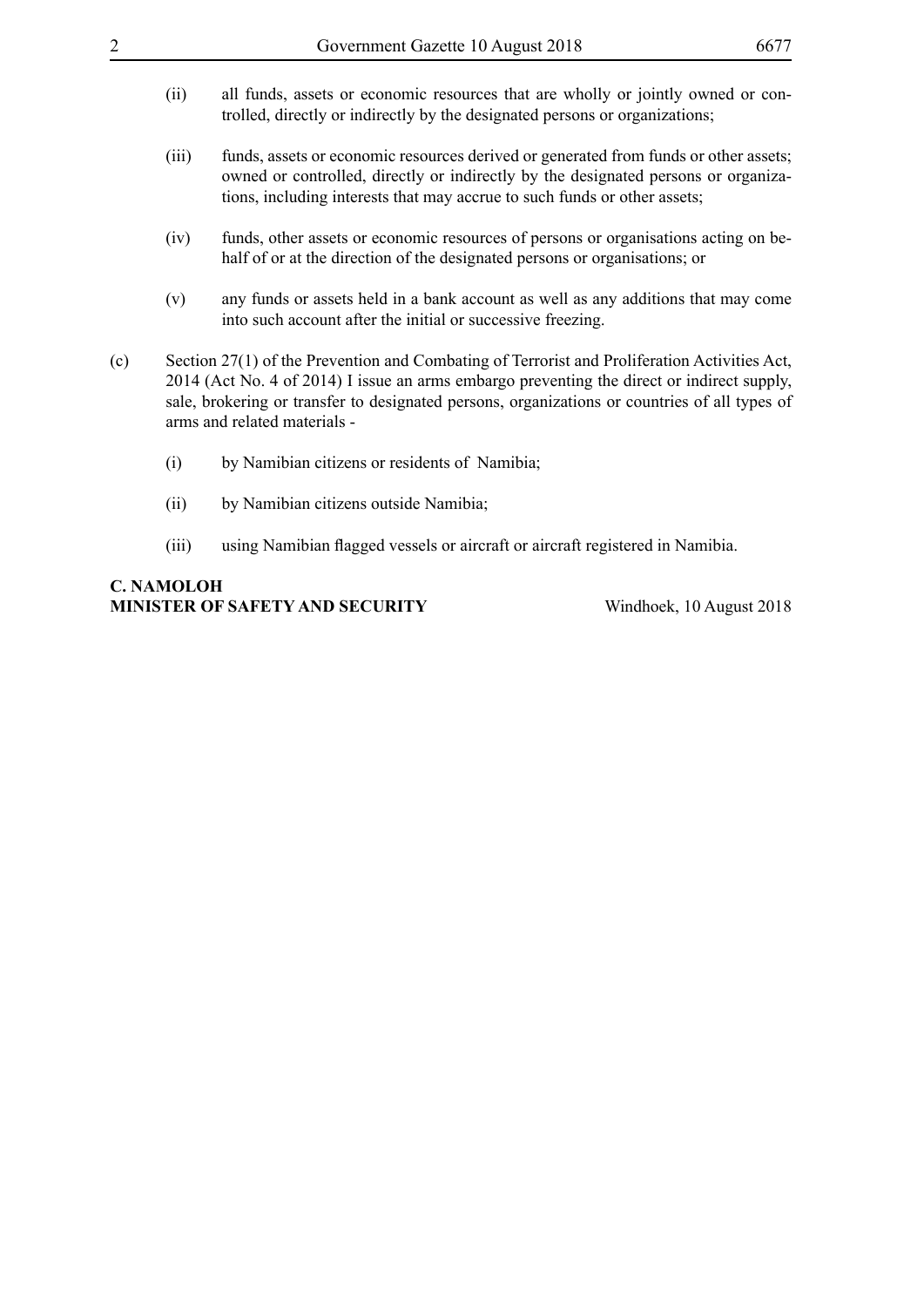(ii) all funds, assets or economic resources that are wholly or jointly owned or controlled, directly or indirectly by the designated persons or organizations;

(iii) funds, assets or economic resources derived or generated from funds or other assets; owned or controlled, directly or indirectly by the designated persons or organizations, including interests that may accrue to such funds or other assets;

(iv) funds, other assets or economic resources of persons or organisations acting on behalf of or at the direction of the designated persons or organisations; or

(v) any funds or assets held in a bank account as well as any additions that may come into such account after the initial or successive freezing.

(c) Section 27(1) of the Prevention and Combating of Terrorist and Proliferation Activities Act, 2014 (Act No. 4 of 2014) I issue an arms embargo preventing the direct or indirect supply, sale, brokering or transfer to designated persons, organizations or countries of all types of arms and related materials -

(i) by Namibian citizens or residents of Namibia;

(ii) by Namibian citizens outside Namibia;

(iii) using Namibian flagged vessels or aircraft or aircraft registered in Namibia.

**C. NAMOLOH**
**MINISTER OF SAFETY AND SECURITY** Windhoek, 10 August 2018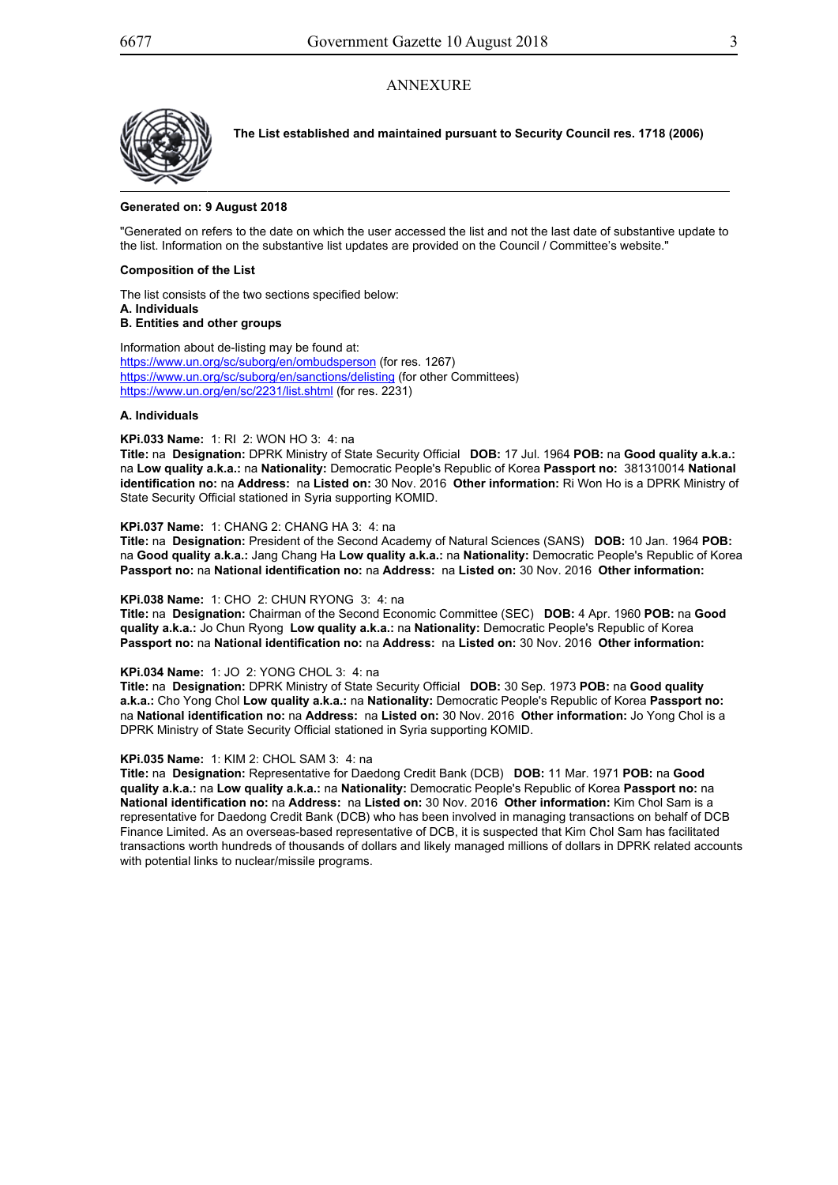# ANNEXURE

**The List established and maintained pursuant to Security Council res. 1718 (2006)**

---

**Generated on: 9 August 2018**

"Generated on refers to the date on which the user accessed the list and not the last date of substantive update to the list. Information on the substantive list updates are provided on the Council / Committee's website."

**Composition of the List**

The list consists of the two sections specified below:
**A. Individuals**
**B. Entities and other groups**

Information about de-listing may be found at:
https://www.un.org/sc/suborg/en/ombudsperson (for res. 1267)
https://www.un.org/sc/suborg/en/sanctions/delisting (for other Committees)
https://www.un.org/en/sc/2231/list.shtml (for res. 2231)

**A. Individuals**

**KPi.033 Name:** 1: RI 2: WON HO 3: 4: na
**Title:** na **Designation:** DPRK Ministry of State Security Official **DOB:** 17 Jul. 1964 **POB:** na **Good quality a.k.a.:** na **Low quality a.k.a.:** na **Nationality:** Democratic People's Republic of Korea **Passport no:** 381310014 **National identification no:** na **Address:** na **Listed on:** 30 Nov. 2016 **Other information:** Ri Won Ho is a DPRK Ministry of State Security Official stationed in Syria supporting KOMID.

**KPi.037 Name:** 1: CHANG 2: CHANG HA 3: 4: na
**Title:** na **Designation:** President of the Second Academy of Natural Sciences (SANS) **DOB:** 10 Jan. 1964 **POB:** na **Good quality a.k.a.:** Jang Chang Ha **Low quality a.k.a.:** na **Nationality:** Democratic People's Republic of Korea **Passport no:** na **National identification no:** na **Address:** na **Listed on:** 30 Nov. 2016 **Other information:**

**KPi.038 Name:** 1: CHO 2: CHUN RYONG 3: 4: na
**Title:** na **Designation:** Chairman of the Second Economic Committee (SEC) **DOB:** 4 Apr. 1960 **POB:** na **Good quality a.k.a.:** Jo Chun Ryong **Low quality a.k.a.:** na **Nationality:** Democratic People's Republic of Korea **Passport no:** na **National identification no:** na **Address:** na **Listed on:** 30 Nov. 2016 **Other information:**

**KPi.034 Name:** 1: JO 2: YONG CHOL 3: 4: na
**Title:** na **Designation:** DPRK Ministry of State Security Official **DOB:** 30 Sep. 1973 **POB:** na **Good quality a.k.a.:** Cho Yong Chol **Low quality a.k.a.:** na **Nationality:** Democratic People's Republic of Korea **Passport no:** na **National identification no:** na **Address:** na **Listed on:** 30 Nov. 2016 **Other information:** Jo Yong Chol is a DPRK Ministry of State Security Official stationed in Syria supporting KOMID.

**KPi.035 Name:** 1: KIM 2: CHOL SAM 3: 4: na
**Title:** na **Designation:** Representative for Daedong Credit Bank (DCB) **DOB:** 11 Mar. 1971 **POB:** na **Good quality a.k.a.:** na **Low quality a.k.a.:** na **Nationality:** Democratic People's Republic of Korea **Passport no:** na **National identification no:** na **Address:** na **Listed on:** 30 Nov. 2016 **Other information:** Kim Chol Sam is a representative for Daedong Credit Bank (DCB) who has been involved in managing transactions on behalf of DCB Finance Limited. As an overseas-based representative of DCB, it is suspected that Kim Chol Sam has facilitated transactions worth hundreds of thousands of dollars and likely managed millions of dollars in DPRK related accounts with potential links to nuclear/missile programs.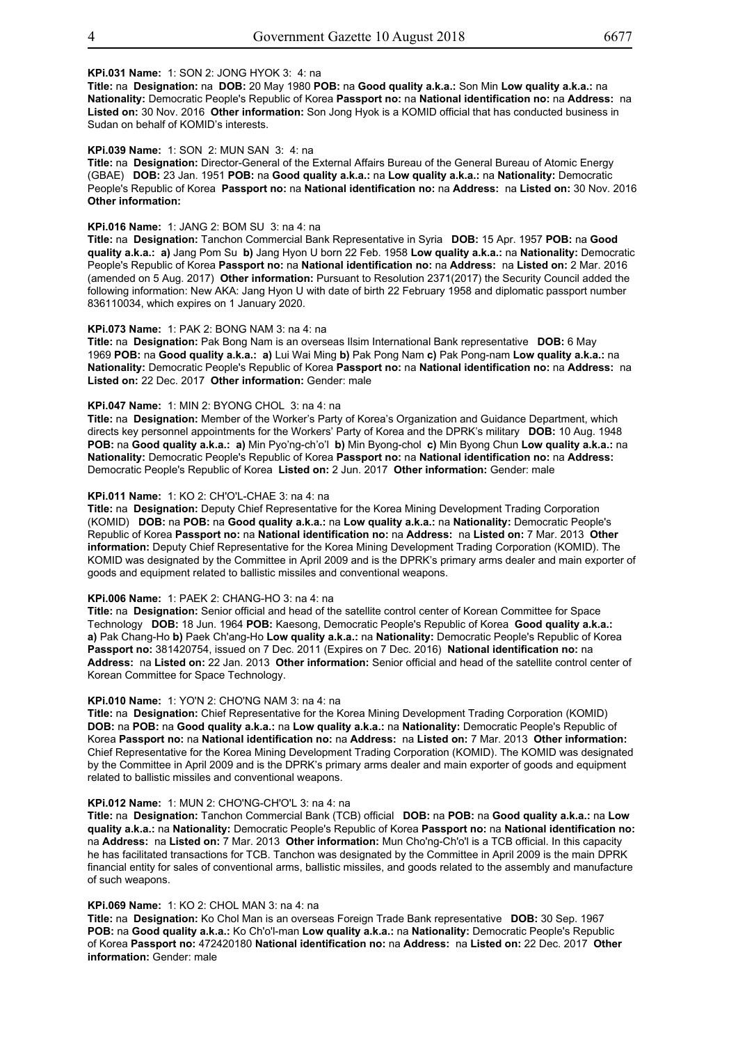**KPi.031 Name:** 1: SON 2: JONG HYOK 3: 4: na
**Title:** na **Designation:** na **DOB:** 20 May 1980 **POB:** na **Good quality a.k.a.:** Son Min **Low quality a.k.a.:** na **Nationality:** Democratic People's Republic of Korea **Passport no:** na **National identification no:** na **Address:** na **Listed on:** 30 Nov. 2016 **Other information:** Son Jong Hyok is a KOMID official that has conducted business in Sudan on behalf of KOMID's interests.

**KPi.039 Name:** 1: SON 2: MUN SAN 3: 4: na
**Title:** na **Designation:** Director-General of the External Affairs Bureau of the General Bureau of Atomic Energy (GBAE) **DOB:** 23 Jan. 1951 **POB:** na **Good quality a.k.a.:** na **Low quality a.k.a.:** na **Nationality:** Democratic People's Republic of Korea **Passport no:** na **National identification no:** na **Address:** na **Listed on:** 30 Nov. 2016 **Other information:**

**KPi.016 Name:** 1: JANG 2: BOM SU 3: na 4: na
**Title:** na **Designation:** Tanchon Commercial Bank Representative in Syria **DOB:** 15 Apr. 1957 **POB:** na **Good quality a.k.a.: a)** Jang Pom Su **b)** Jang Hyon U born 22 Feb. 1958 **Low quality a.k.a.:** na **Nationality:** Democratic People's Republic of Korea **Passport no:** na **National identification no:** na **Address:** na **Listed on:** 2 Mar. 2016 (amended on 5 Aug. 2017) **Other information:** Pursuant to Resolution 2371(2017) the Security Council added the following information: New AKA: Jang Hyon U with date of birth 22 February 1958 and diplomatic passport number 836110034, which expires on 1 January 2020.

**KPi.073 Name:** 1: PAK 2: BONG NAM 3: na 4: na
**Title:** na **Designation:** Pak Bong Nam is an overseas Ilsim International Bank representative **DOB:** 6 May 1969 **POB:** na **Good quality a.k.a.: a)** Lui Wai Ming **b)** Pak Pong Nam **c)** Pak Pong-nam **Low quality a.k.a.:** na **Nationality:** Democratic People's Republic of Korea **Passport no:** na **National identification no:** na **Address:** na **Listed on:** 22 Dec. 2017 **Other information:** Gender: male

**KPi.047 Name:** 1: MIN 2: BYONG CHOL 3: na 4: na
**Title:** na **Designation:** Member of the Worker's Party of Korea's Organization and Guidance Department, which directs key personnel appointments for the Workers' Party of Korea and the DPRK's military **DOB:** 10 Aug. 1948 **POB:** na **Good quality a.k.a.: a)** Min Pyo'ng-ch'o'l **b)** Min Byong-chol **c)** Min Byong Chun **Low quality a.k.a.:** na **Nationality:** Democratic People's Republic of Korea **Passport no:** na **National identification no:** na **Address:** Democratic People's Republic of Korea **Listed on:** 2 Jun. 2017 **Other information:** Gender: male

**KPi.011 Name:** 1: KO 2: CH'O'L-CHAE 3: na 4: na
**Title:** na **Designation:** Deputy Chief Representative for the Korea Mining Development Trading Corporation (KOMID) **DOB:** na **POB:** na **Good quality a.k.a.:** na **Low quality a.k.a.:** na **Nationality:** Democratic People's Republic of Korea **Passport no:** na **National identification no:** na **Address:** na **Listed on:** 7 Mar. 2013 **Other information:** Deputy Chief Representative for the Korea Mining Development Trading Corporation (KOMID). The KOMID was designated by the Committee in April 2009 and is the DPRK's primary arms dealer and main exporter of goods and equipment related to ballistic missiles and conventional weapons.

**KPi.006 Name:** 1: PAEK 2: CHANG-HO 3: na 4: na
**Title:** na **Designation:** Senior official and head of the satellite control center of Korean Committee for Space Technology **DOB:** 18 Jun. 1964 **POB:** Kaesong, Democratic People's Republic of Korea **Good quality a.k.a.: a)** Pak Chang-Ho **b)** Paek Ch'ang-Ho **Low quality a.k.a.:** na **Nationality:** Democratic People's Republic of Korea **Passport no:** 381420754, issued on 7 Dec. 2011 (Expires on 7 Dec. 2016) **National identification no:** na **Address:** na **Listed on:** 22 Jan. 2013 **Other information:** Senior official and head of the satellite control center of Korean Committee for Space Technology.

**KPi.010 Name:** 1: YO'N 2: CHO'NG NAM 3: na 4: na
**Title:** na **Designation:** Chief Representative for the Korea Mining Development Trading Corporation (KOMID) **DOB:** na **POB:** na **Good quality a.k.a.:** na **Low quality a.k.a.:** na **Nationality:** Democratic People's Republic of Korea **Passport no:** na **National identification no:** na **Address:** na **Listed on:** 7 Mar. 2013 **Other information:** Chief Representative for the Korea Mining Development Trading Corporation (KOMID). The KOMID was designated by the Committee in April 2009 and is the DPRK's primary arms dealer and main exporter of goods and equipment related to ballistic missiles and conventional weapons.

**KPi.012 Name:** 1: MUN 2: CHO'NG-CH'O'L 3: na 4: na
**Title:** na **Designation:** Tanchon Commercial Bank (TCB) official **DOB:** na **POB:** na **Good quality a.k.a.:** na **Low quality a.k.a.:** na **Nationality:** Democratic People's Republic of Korea **Passport no:** na **National identification no:** na **Address:** na **Listed on:** 7 Mar. 2013 **Other information:** Mun Cho'ng-Ch'o'l is a TCB official. In this capacity he has facilitated transactions for TCB. Tanchon was designated by the Committee in April 2009 is the main DPRK financial entity for sales of conventional arms, ballistic missiles, and goods related to the assembly and manufacture of such weapons.

**KPi.069 Name:** 1: KO 2: CHOL MAN 3: na 4: na
**Title:** na **Designation:** Ko Chol Man is an overseas Foreign Trade Bank representative **DOB:** 30 Sep. 1967 **POB:** na **Good quality a.k.a.:** Ko Ch'o'l-man **Low quality a.k.a.:** na **Nationality:** Democratic People's Republic of Korea **Passport no:** 472420180 **National identification no:** na **Address:** na **Listed on:** 22 Dec. 2017 **Other information:** Gender: male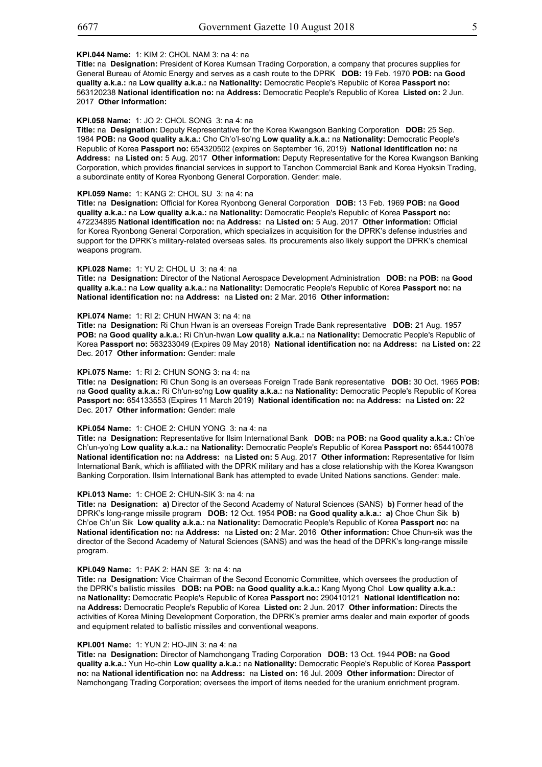**KPi.044 Name:** 1: KIM 2: CHOL NAM 3: na 4: na
**Title:** na **Designation:** President of Korea Kumsan Trading Corporation, a company that procures supplies for General Bureau of Atomic Energy and serves as a cash route to the DPRK **DOB:** 19 Feb. 1970 **POB:** na **Good quality a.k.a.:** na **Low quality a.k.a.:** na **Nationality:** Democratic People's Republic of Korea **Passport no:** 563120238 **National identification no:** na **Address:** Democratic People's Republic of Korea **Listed on:** 2 Jun. 2017 **Other information:**

**KPi.058 Name:** 1: JO 2: CHOL SONG 3: na 4: na
**Title:** na **Designation:** Deputy Representative for the Korea Kwangson Banking Corporation **DOB:** 25 Sep. 1984 **POB:** na **Good quality a.k.a.:** Cho Ch'o'l-so'ng **Low quality a.k.a.:** na **Nationality:** Democratic People's Republic of Korea **Passport no:** 654320502 (expires on September 16, 2019) **National identification no:** na **Address:** na **Listed on:** 5 Aug. 2017 **Other information:** Deputy Representative for the Korea Kwangson Banking Corporation, which provides financial services in support to Tanchon Commercial Bank and Korea Hyoksin Trading, a subordinate entity of Korea Ryonbong General Corporation. Gender: male.

**KPi.059 Name:** 1: KANG 2: CHOL SU 3: na 4: na
**Title:** na **Designation:** Official for Korea Ryonbong General Corporation **DOB:** 13 Feb. 1969 **POB:** na **Good quality a.k.a.:** na **Low quality a.k.a.:** na **Nationality:** Democratic People's Republic of Korea **Passport no:** 472234895 **National identification no:** na **Address:** na **Listed on:** 5 Aug. 2017 **Other information:** Official for Korea Ryonbong General Corporation, which specializes in acquisition for the DPRK's defense industries and support for the DPRK's military-related overseas sales. Its procurements also likely support the DPRK's chemical weapons program.

**KPi.028 Name:** 1: YU 2: CHOL U 3: na 4: na
**Title:** na **Designation:** Director of the National Aerospace Development Administration **DOB:** na **POB:** na **Good quality a.k.a.:** na **Low quality a.k.a.:** na **Nationality:** Democratic People's Republic of Korea **Passport no:** na **National identification no:** na **Address:** na **Listed on:** 2 Mar. 2016 **Other information:**

**KPi.074 Name:** 1: RI 2: CHUN HWAN 3: na 4: na
**Title:** na **Designation:** Ri Chun Hwan is an overseas Foreign Trade Bank representative **DOB:** 21 Aug. 1957 **POB:** na **Good quality a.k.a.:** Ri Ch'un-hwan **Low quality a.k.a.:** na **Nationality:** Democratic People's Republic of Korea **Passport no:** 563233049 (Expires 09 May 2018) **National identification no:** na **Address:** na **Listed on:** 22 Dec. 2017 **Other information:** Gender: male

**KPi.075 Name:** 1: RI 2: CHUN SONG 3: na 4: na
**Title:** na **Designation:** Ri Chun Song is an overseas Foreign Trade Bank representative **DOB:** 30 Oct. 1965 **POB:** na **Good quality a.k.a.:** Ri Ch'un-so'ng **Low quality a.k.a.:** na **Nationality:** Democratic People's Republic of Korea **Passport no:** 654133553 (Expires 11 March 2019) **National identification no:** na **Address:** na **Listed on:** 22 Dec. 2017 **Other information:** Gender: male

**KPi.054 Name:** 1: CHOE 2: CHUN YONG 3: na 4: na
**Title:** na **Designation:** Representative for Ilsim International Bank **DOB:** na **POB:** na **Good quality a.k.a.:** Ch'oe Ch'un-yo'ng **Low quality a.k.a.:** na **Nationality:** Democratic People's Republic of Korea **Passport no:** 654410078 **National identification no:** na **Address:** na **Listed on:** 5 Aug. 2017 **Other information:** Representative for Ilsim International Bank, which is affiliated with the DPRK military and has a close relationship with the Korea Kwangson Banking Corporation. Ilsim International Bank has attempted to evade United Nations sanctions. Gender: male.

**KPi.013 Name:** 1: CHOE 2: CHUN-SIK 3: na 4: na
**Title:** na **Designation:** **a)** Director of the Second Academy of Natural Sciences (SANS) **b)** Former head of the DPRK's long-range missile program **DOB:** 12 Oct. 1954 **POB:** na **Good quality a.k.a.:** **a)** Choe Chun Sik **b)** Ch'oe Ch'un Sik **Low quality a.k.a.:** na **Nationality:** Democratic People's Republic of Korea **Passport no:** na **National identification no:** na **Address:** na **Listed on:** 2 Mar. 2016 **Other information:** Choe Chun-sik was the director of the Second Academy of Natural Sciences (SANS) and was the head of the DPRK's long-range missile program.

**KPi.049 Name:** 1: PAK 2: HAN SE 3: na 4: na
**Title:** na **Designation:** Vice Chairman of the Second Economic Committee, which oversees the production of the DPRK's ballistic missiles **DOB:** na **POB:** na **Good quality a.k.a.:** Kang Myong Chol **Low quality a.k.a.:** na **Nationality:** Democratic People's Republic of Korea **Passport no:** 290410121 **National identification no:** na **Address:** Democratic People's Republic of Korea **Listed on:** 2 Jun. 2017 **Other information:** Directs the activities of Korea Mining Development Corporation, the DPRK's premier arms dealer and main exporter of goods and equipment related to ballistic missiles and conventional weapons.

**KPi.001 Name:** 1: YUN 2: HO-JIN 3: na 4: na
**Title:** na **Designation:** Director of Namchongang Trading Corporation **DOB:** 13 Oct. 1944 **POB:** na **Good quality a.k.a.:** Yun Ho-chin **Low quality a.k.a.:** na **Nationality:** Democratic People's Republic of Korea **Passport no:** na **National identification no:** na **Address:** na **Listed on:** 16 Jul. 2009 **Other information:** Director of Namchongang Trading Corporation; oversees the import of items needed for the uranium enrichment program.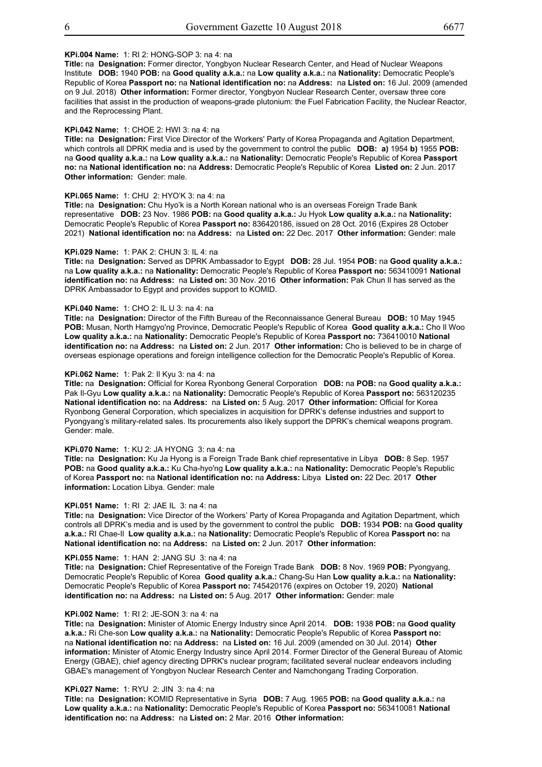**KPi.004 Name:** 1: RI 2: HONG-SOP 3: na 4: na
**Title:** na **Designation:** Former director, Yongbyon Nuclear Research Center, and Head of Nuclear Weapons Institute **DOB:** 1940 **POB:** na **Good quality a.k.a.:** na **Low quality a.k.a.:** na **Nationality:** Democratic People's Republic of Korea **Passport no:** na **National identification no:** na **Address:** na **Listed on:** 16 Jul. 2009 (amended on 9 Jul. 2018) **Other information:** Former director, Yongbyon Nuclear Research Center, oversaw three core facilities that assist in the production of weapons-grade plutonium: the Fuel Fabrication Facility, the Nuclear Reactor, and the Reprocessing Plant.

**KPi.042 Name:** 1: CHOE 2: HWI 3: na 4: na
**Title:** na **Designation:** First Vice Director of the Workers' Party of Korea Propaganda and Agitation Department, which controls all DPRK media and is used by the government to control the public **DOB:** **a)** 1954 **b)** 1955 **POB:** na **Good quality a.k.a.:** na **Low quality a.k.a.:** na **Nationality:** Democratic People's Republic of Korea **Passport no:** na **National identification no:** na **Address:** Democratic People's Republic of Korea **Listed on:** 2 Jun. 2017 **Other information:** Gender: male.

**KPi.065 Name:** 1: CHU 2: HYO'K 3: na 4: na
**Title:** na **Designation:** Chu Hyo'k is a North Korean national who is an overseas Foreign Trade Bank representative **DOB:** 23 Nov. 1986 **POB:** na **Good quality a.k.a.:** Ju Hyok **Low quality a.k.a.:** na **Nationality:** Democratic People's Republic of Korea **Passport no:** 836420186, issued on 28 Oct. 2016 (Expires 28 October 2021) **National identification no:** na **Address:** na **Listed on:** 22 Dec. 2017 **Other information:** Gender: male

**KPi.029 Name:** 1: PAK 2: CHUN 3: IL 4: na
**Title:** na **Designation:** Served as DPRK Ambassador to Egypt **DOB:** 28 Jul. 1954 **POB:** na **Good quality a.k.a.:** na **Low quality a.k.a.:** na **Nationality:** Democratic People's Republic of Korea **Passport no:** 563410091 **National identification no:** na **Address:** na **Listed on:** 30 Nov. 2016 **Other information:** Pak Chun Il has served as the DPRK Ambassador to Egypt and provides support to KOMID.

**KPi.040 Name:** 1: CHO 2: IL U 3: na 4: na
**Title:** na **Designation:** Director of the Fifth Bureau of the Reconnaissance General Bureau **DOB:** 10 May 1945 **POB:** Musan, North Hamgyo'ng Province, Democratic People's Republic of Korea **Good quality a.k.a.:** Cho Il Woo **Low quality a.k.a.:** na **Nationality:** Democratic People's Republic of Korea **Passport no:** 736410010 **National identification no:** na **Address:** na **Listed on:** 2 Jun. 2017 **Other information:** Cho is believed to be in charge of overseas espionage operations and foreign intelligence collection for the Democratic People's Republic of Korea.

**KPi.062 Name:** 1: Pak 2: Il Kyu 3: na 4: na
**Title:** na **Designation:** Official for Korea Ryonbong General Corporation **DOB:** na **POB:** na **Good quality a.k.a.:** Pak Il-Gyu **Low quality a.k.a.:** na **Nationality:** Democratic People's Republic of Korea **Passport no:** 563120235 **National identification no:** na **Address:** na **Listed on:** 5 Aug. 2017 **Other information:** Official for Korea Ryonbong General Corporation, which specializes in acquisition for DPRK's defense industries and support to Pyongyang's military-related sales. Its procurements also likely support the DPRK's chemical weapons program. Gender: male.

**KPi.070 Name:** 1: KU 2: JA HYONG 3: na 4: na
**Title:** na **Designation:** Ku Ja Hyong is a Foreign Trade Bank chief representative in Libya **DOB:** 8 Sep. 1957 **POB:** na **Good quality a.k.a.:** Ku Cha-hyo'ng **Low quality a.k.a.:** na **Nationality:** Democratic People's Republic of Korea **Passport no:** na **National identification no:** na **Address:** Libya **Listed on:** 22 Dec. 2017 **Other information:** Location Libya. Gender: male

**KPi.051 Name:** 1: RI 2: JAE IL 3: na 4: na
**Title:** na **Designation:** Vice Director of the Workers' Party of Korea Propaganda and Agitation Department, which controls all DPRK's media and is used by the government to control the public **DOB:** 1934 **POB:** na **Good quality a.k.a.:** RI Chae-Il **Low quality a.k.a.:** na **Nationality:** Democratic People's Republic of Korea **Passport no:** na **National identification no:** na **Address:** na **Listed on:** 2 Jun. 2017 **Other information:**

**KPi.055 Name:** 1: HAN 2: JANG SU 3: na 4: na
**Title:** na **Designation:** Chief Representative of the Foreign Trade Bank **DOB:** 8 Nov. 1969 **POB:** Pyongyang, Democratic People's Republic of Korea **Good quality a.k.a.:** Chang-Su Han **Low quality a.k.a.:** na **Nationality:** Democratic People's Republic of Korea **Passport no:** 745420176 (expires on October 19, 2020) **National identification no:** na **Address:** na **Listed on:** 5 Aug. 2017 **Other information:** Gender: male

**KPi.002 Name:** 1: RI 2: JE-SON 3: na 4: na
**Title:** na **Designation:** Minister of Atomic Energy Industry since April 2014. **DOB:** 1938 **POB:** na **Good quality a.k.a.:** Ri Che-son **Low quality a.k.a.:** na **Nationality:** Democratic People's Republic of Korea **Passport no:** na **National identification no:** na **Address:** na **Listed on:** 16 Jul. 2009 (amended on 30 Jul. 2014) **Other information:** Minister of Atomic Energy Industry since April 2014. Former Director of the General Bureau of Atomic Energy (GBAE), chief agency directing DPRK's nuclear program; facilitated several nuclear endeavors including GBAE's management of Yongbyon Nuclear Research Center and Namchongang Trading Corporation.

**KPi.027 Name:** 1: RYU 2: JIN 3: na 4: na
**Title:** na **Designation:** KOMID Representative in Syria **DOB:** 7 Aug. 1965 **POB:** na **Good quality a.k.a.:** na **Low quality a.k.a.:** na **Nationality:** Democratic People's Republic of Korea **Passport no:** 563410081 **National identification no:** na **Address:** na **Listed on:** 2 Mar. 2016 **Other information:**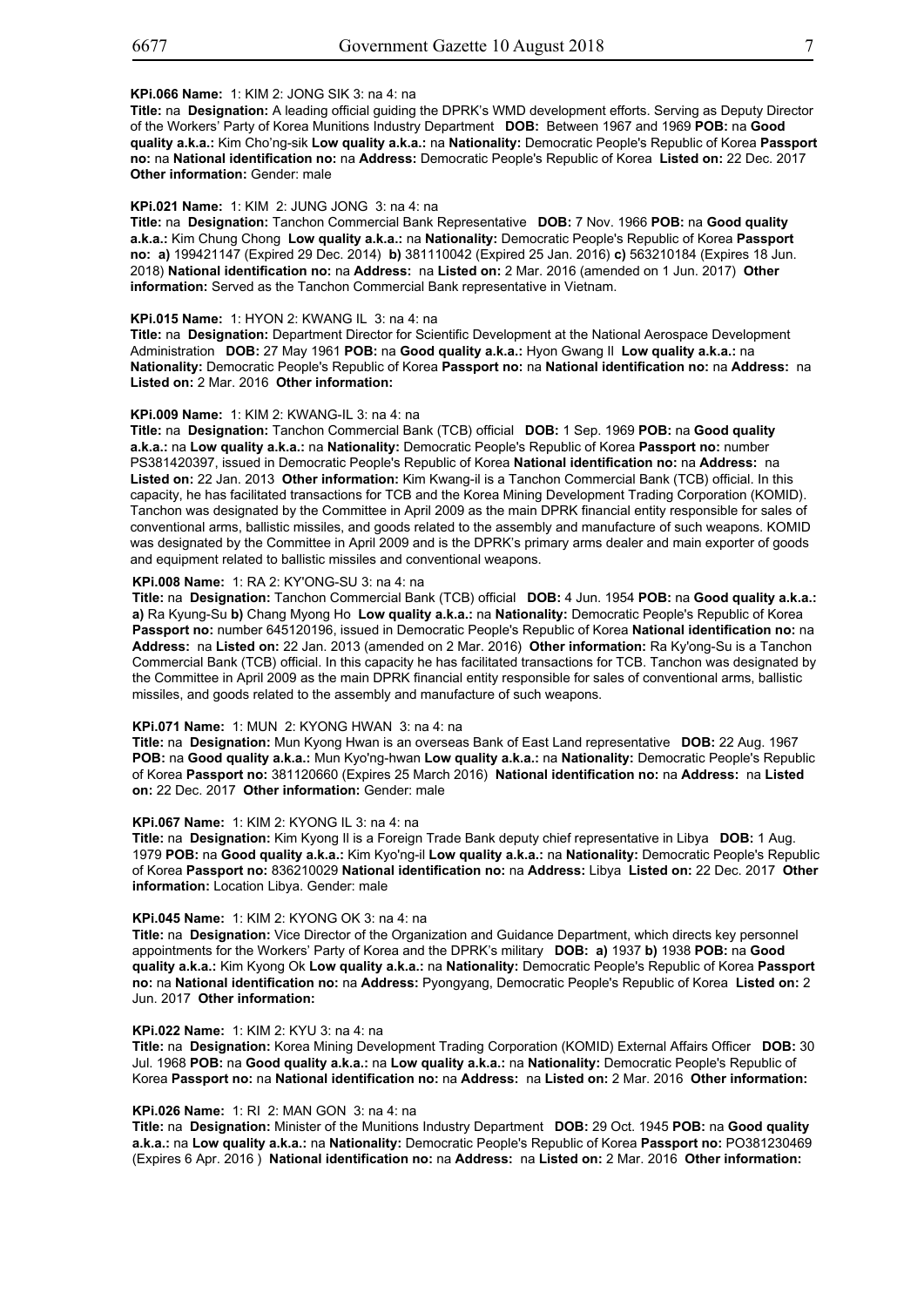**KPi.066 Name:** 1: KIM 2: JONG SIK 3: na 4: na
**Title:** na **Designation:** A leading official guiding the DPRK's WMD development efforts. Serving as Deputy Director of the Workers' Party of Korea Munitions Industry Department **DOB:** Between 1967 and 1969 **POB:** na **Good quality a.k.a.:** Kim Cho'ng-sik **Low quality a.k.a.:** na **Nationality:** Democratic People's Republic of Korea **Passport no:** na **National identification no:** na **Address:** Democratic People's Republic of Korea **Listed on:** 22 Dec. 2017 **Other information:** Gender: male

**KPi.021 Name:** 1: KIM 2: JUNG JONG 3: na 4: na
**Title:** na **Designation:** Tanchon Commercial Bank Representative **DOB:** 7 Nov. 1966 **POB:** na **Good quality a.k.a.:** Kim Chung Chong **Low quality a.k.a.:** na **Nationality:** Democratic People's Republic of Korea **Passport no:** **a)** 199421147 (Expired 29 Dec. 2014) **b)** 381110042 (Expired 25 Jan. 2016) **c)** 563210184 (Expires 18 Jun. 2018) **National identification no:** na **Address:** na **Listed on:** 2 Mar. 2016 (amended on 1 Jun. 2017) **Other information:** Served as the Tanchon Commercial Bank representative in Vietnam.

**KPi.015 Name:** 1: HYON 2: KWANG IL 3: na 4: na
**Title:** na **Designation:** Department Director for Scientific Development at the National Aerospace Development Administration **DOB:** 27 May 1961 **POB:** na **Good quality a.k.a.:** Hyon Gwang Il **Low quality a.k.a.:** na **Nationality:** Democratic People's Republic of Korea **Passport no:** na **National identification no:** na **Address:** na **Listed on:** 2 Mar. 2016 **Other information:**

**KPi.009 Name:** 1: KIM 2: KWANG-IL 3: na 4: na
**Title:** na **Designation:** Tanchon Commercial Bank (TCB) official **DOB:** 1 Sep. 1969 **POB:** na **Good quality a.k.a.:** na **Low quality a.k.a.:** na **Nationality:** Democratic People's Republic of Korea **Passport no:** number PS381420397, issued in Democratic People's Republic of Korea **National identification no:** na **Address:** na **Listed on:** 22 Jan. 2013 **Other information:** Kim Kwang-il is a Tanchon Commercial Bank (TCB) official. In this capacity, he has facilitated transactions for TCB and the Korea Mining Development Trading Corporation (KOMID). Tanchon was designated by the Committee in April 2009 as the main DPRK financial entity responsible for sales of conventional arms, ballistic missiles, and goods related to the assembly and manufacture of such weapons. KOMID was designated by the Committee in April 2009 and is the DPRK's primary arms dealer and main exporter of goods and equipment related to ballistic missiles and conventional weapons.

**KPi.008 Name:** 1: RA 2: KY'ONG-SU 3: na 4: na
**Title:** na **Designation:** Tanchon Commercial Bank (TCB) official **DOB:** 4 Jun. 1954 **POB:** na **Good quality a.k.a.:** **a)** Ra Kyung-Su **b)** Chang Myong Ho **Low quality a.k.a.:** na **Nationality:** Democratic People's Republic of Korea **Passport no:** number 645120196, issued in Democratic People's Republic of Korea **National identification no:** na **Address:** na **Listed on:** 22 Jan. 2013 (amended on 2 Mar. 2016) **Other information:** Ra Ky'ong-Su is a Tanchon Commercial Bank (TCB) official. In this capacity he has facilitated transactions for TCB. Tanchon was designated by the Committee in April 2009 as the main DPRK financial entity responsible for sales of conventional arms, ballistic missiles, and goods related to the assembly and manufacture of such weapons.

**KPi.071 Name:** 1: MUN 2: KYONG HWAN 3: na 4: na
**Title:** na **Designation:** Mun Kyong Hwan is an overseas Bank of East Land representative **DOB:** 22 Aug. 1967 **POB:** na **Good quality a.k.a.:** Mun Kyo'ng-hwan **Low quality a.k.a.:** na **Nationality:** Democratic People's Republic of Korea **Passport no:** 381120660 (Expires 25 March 2016) **National identification no:** na **Address:** na **Listed on:** 22 Dec. 2017 **Other information:** Gender: male

**KPi.067 Name:** 1: KIM 2: KYONG IL 3: na 4: na
**Title:** na **Designation:** Kim Kyong Il is a Foreign Trade Bank deputy chief representative in Libya **DOB:** 1 Aug. 1979 **POB:** na **Good quality a.k.a.:** Kim Kyo'ng-il **Low quality a.k.a.:** na **Nationality:** Democratic People's Republic of Korea **Passport no:** 836210029 **National identification no:** na **Address:** Libya **Listed on:** 22 Dec. 2017 **Other information:** Location Libya. Gender: male

**KPi.045 Name:** 1: KIM 2: KYONG OK 3: na 4: na
**Title:** na **Designation:** Vice Director of the Organization and Guidance Department, which directs key personnel appointments for the Workers' Party of Korea and the DPRK's military **DOB:** **a)** 1937 **b)** 1938 **POB:** na **Good quality a.k.a.:** Kim Kyong Ok **Low quality a.k.a.:** na **Nationality:** Democratic People's Republic of Korea **Passport no:** na **National identification no:** na **Address:** Pyongyang, Democratic People's Republic of Korea **Listed on:** 2 Jun. 2017 **Other information:**

**KPi.022 Name:** 1: KIM 2: KYU 3: na 4: na
**Title:** na **Designation:** Korea Mining Development Trading Corporation (KOMID) External Affairs Officer **DOB:** 30 Jul. 1968 **POB:** na **Good quality a.k.a.:** na **Low quality a.k.a.:** na **Nationality:** Democratic People's Republic of Korea **Passport no:** na **National identification no:** na **Address:** na **Listed on:** 2 Mar. 2016 **Other information:**

**KPi.026 Name:** 1: RI 2: MAN GON 3: na 4: na
**Title:** na **Designation:** Minister of the Munitions Industry Department **DOB:** 29 Oct. 1945 **POB:** na **Good quality a.k.a.:** na **Low quality a.k.a.:** na **Nationality:** Democratic People's Republic of Korea **Passport no:** PO381230469 (Expires 6 Apr. 2016 ) **National identification no:** na **Address:** na **Listed on:** 2 Mar. 2016 **Other information:**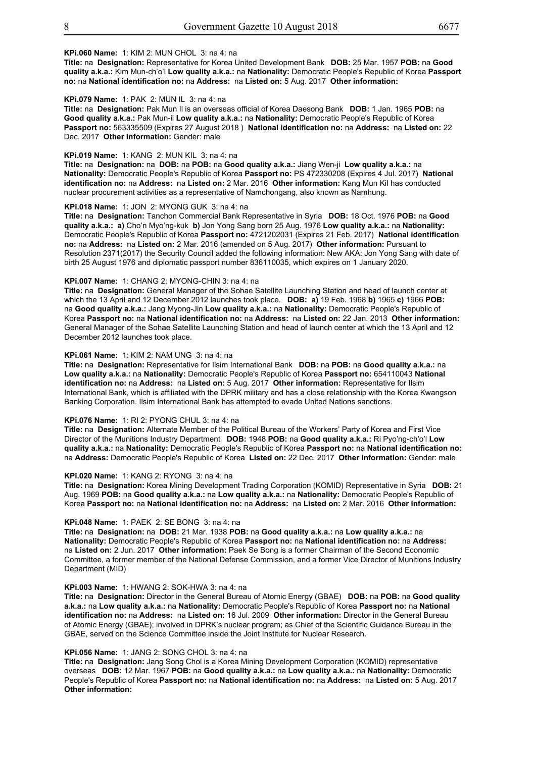**KPi.060 Name:** 1: KIM 2: MUN CHOL 3: na 4: na
**Title:** na **Designation:** Representative for Korea United Development Bank **DOB:** 25 Mar. 1957 **POB:** na **Good quality a.k.a.:** Kim Mun-ch'o'l **Low quality a.k.a.:** na **Nationality:** Democratic People's Republic of Korea **Passport no:** na **National identification no:** na **Address:** na **Listed on:** 5 Aug. 2017 **Other information:**

**KPi.079 Name:** 1: PAK 2: MUN IL 3: na 4: na
**Title:** na **Designation:** Pak Mun Il is an overseas official of Korea Daesong Bank **DOB:** 1 Jan. 1965 **POB:** na **Good quality a.k.a.:** Pak Mun-il **Low quality a.k.a.:** na **Nationality:** Democratic People's Republic of Korea **Passport no:** 563335509 (Expires 27 August 2018 ) **National identification no:** na **Address:** na **Listed on:** 22 Dec. 2017 **Other information:** Gender: male

**KPi.019 Name:** 1: KANG 2: MUN KIL 3: na 4: na
**Title:** na **Designation:** na **DOB:** na **POB:** na **Good quality a.k.a.:** Jiang Wen-ji **Low quality a.k.a.:** na **Nationality:** Democratic People's Republic of Korea **Passport no:** PS 472330208 (Expires 4 Jul. 2017) **National identification no:** na **Address:** na **Listed on:** 2 Mar. 2016 **Other information:** Kang Mun Kil has conducted nuclear procurement activities as a representative of Namchongang, also known as Namhung.

**KPi.018 Name:** 1: JON 2: MYONG GUK 3: na 4: na
**Title:** na **Designation:** Tanchon Commercial Bank Representative in Syria **DOB:** 18 Oct. 1976 **POB:** na **Good quality a.k.a.: a)** Cho'n Myo'ng-kuk **b)** Jon Yong Sang born 25 Aug. 1976 **Low quality a.k.a.:** na **Nationality:** Democratic People's Republic of Korea **Passport no:** 4721202031 (Expires 21 Feb. 2017) **National identification no:** na **Address:** na **Listed on:** 2 Mar. 2016 (amended on 5 Aug. 2017) **Other information:** Pursuant to Resolution 2371(2017) the Security Council added the following information: New AKA: Jon Yong Sang with date of birth 25 August 1976 and diplomatic passport number 836110035, which expires on 1 January 2020.

**KPi.007 Name:** 1: CHANG 2: MYONG-CHIN 3: na 4: na
**Title:** na **Designation:** General Manager of the Sohae Satellite Launching Station and head of launch center at which the 13 April and 12 December 2012 launches took place. **DOB: a)** 19 Feb. 1968 **b)** 1965 **c)** 1966 **POB:** na **Good quality a.k.a.:** Jang Myong-Jin **Low quality a.k.a.:** na **Nationality:** Democratic People's Republic of Korea **Passport no:** na **National identification no:** na **Address:** na **Listed on:** 22 Jan. 2013 **Other information:** General Manager of the Sohae Satellite Launching Station and head of launch center at which the 13 April and 12 December 2012 launches took place.

**KPi.061 Name:** 1: KIM 2: NAM UNG 3: na 4: na
**Title:** na **Designation:** Representative for Ilsim International Bank **DOB:** na **POB:** na **Good quality a.k.a.:** na **Low quality a.k.a.:** na **Nationality:** Democratic People's Republic of Korea **Passport no:** 654110043 **National identification no:** na **Address:** na **Listed on:** 5 Aug. 2017 **Other information:** Representative for Ilsim International Bank, which is affiliated with the DPRK military and has a close relationship with the Korea Kwangson Banking Corporation. Ilsim International Bank has attempted to evade United Nations sanctions.

**KPi.076 Name:** 1: RI 2: PYONG CHUL 3: na 4: na
**Title:** na **Designation:** Alternate Member of the Political Bureau of the Workers' Party of Korea and First Vice Director of the Munitions Industry Department **DOB:** 1948 **POB:** na **Good quality a.k.a.:** Ri Pyo'ng-ch'o'l **Low quality a.k.a.:** na **Nationality:** Democratic People's Republic of Korea **Passport no:** na **National identification no:** na **Address:** Democratic People's Republic of Korea **Listed on:** 22 Dec. 2017 **Other information:** Gender: male

**KPi.020 Name:** 1: KANG 2: RYONG 3: na 4: na
**Title:** na **Designation:** Korea Mining Development Trading Corporation (KOMID) Representative in Syria **DOB:** 21 Aug. 1969 **POB:** na **Good quality a.k.a.:** na **Low quality a.k.a.:** na **Nationality:** Democratic People's Republic of Korea **Passport no:** na **National identification no:** na **Address:** na **Listed on:** 2 Mar. 2016 **Other information:**

**KPi.048 Name:** 1: PAEK 2: SE BONG 3: na 4: na
**Title:** na **Designation:** na **DOB:** 21 Mar. 1938 **POB:** na **Good quality a.k.a.:** na **Low quality a.k.a.:** na **Nationality:** Democratic People's Republic of Korea **Passport no:** na **National identification no:** na **Address:** na **Listed on:** 2 Jun. 2017 **Other information:** Paek Se Bong is a former Chairman of the Second Economic Committee, a former member of the National Defense Commission, and a former Vice Director of Munitions Industry Department (MID)

**KPi.003 Name:** 1: HWANG 2: SOK-HWA 3: na 4: na
**Title:** na **Designation:** Director in the General Bureau of Atomic Energy (GBAE) **DOB:** na **POB:** na **Good quality a.k.a.:** na **Low quality a.k.a.:** na **Nationality:** Democratic People's Republic of Korea **Passport no:** na **National identification no:** na **Address:** na **Listed on:** 16 Jul. 2009 **Other information:** Director in the General Bureau of Atomic Energy (GBAE); involved in DPRK's nuclear program; as Chief of the Scientific Guidance Bureau in the GBAE, served on the Science Committee inside the Joint Institute for Nuclear Research.

**KPi.056 Name:** 1: JANG 2: SONG CHOL 3: na 4: na
**Title:** na **Designation:** Jang Song Chol is a Korea Mining Development Corporation (KOMID) representative overseas **DOB:** 12 Mar. 1967 **POB:** na **Good quality a.k.a.:** na **Low quality a.k.a.:** na **Nationality:** Democratic People's Republic of Korea **Passport no:** na **National identification no:** na **Address:** na **Listed on:** 5 Aug. 2017 **Other information:**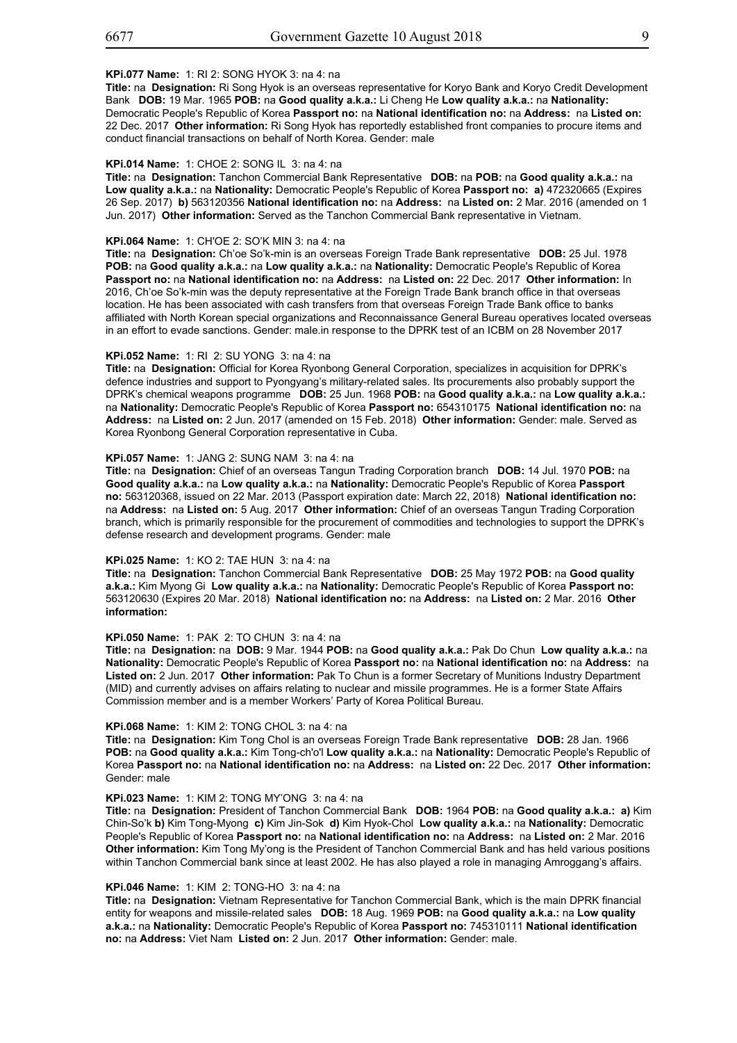**KPi.077 Name:** 1: RI 2: SONG HYOK 3: na 4: na
**Title:** na **Designation:** Ri Song Hyok is an overseas representative for Koryo Bank and Koryo Credit Development Bank **DOB:** 19 Mar. 1965 **POB:** na **Good quality a.k.a.:** Li Cheng He **Low quality a.k.a.:** na **Nationality:** Democratic People's Republic of Korea **Passport no:** na **National identification no:** na **Address:** na **Listed on:** 22 Dec. 2017 **Other information:** Ri Song Hyok has reportedly established front companies to procure items and conduct financial transactions on behalf of North Korea. Gender: male

**KPi.014 Name:** 1: CHOE 2: SONG IL 3: na 4: na
**Title:** na **Designation:** Tanchon Commercial Bank Representative **DOB:** na **POB:** na **Good quality a.k.a.:** na **Low quality a.k.a.:** na **Nationality:** Democratic People's Republic of Korea **Passport no:** **a)** 472320665 (Expires 26 Sep. 2017) **b)** 563120356 **National identification no:** na **Address:** na **Listed on:** 2 Mar. 2016 (amended on 1 Jun. 2017) **Other information:** Served as the Tanchon Commercial Bank representative in Vietnam.

**KPi.064 Name:** 1: CH'OE 2: SO'K MIN 3: na 4: na
**Title:** na **Designation:** Ch'oe So'k-min is an overseas Foreign Trade Bank representative **DOB:** 25 Jul. 1978 **POB:** na **Good quality a.k.a.:** na **Low quality a.k.a.:** na **Nationality:** Democratic People's Republic of Korea **Passport no:** na **National identification no:** na **Address:** na **Listed on:** 22 Dec. 2017 **Other information:** In 2016, Ch'oe So'k-min was the deputy representative at the Foreign Trade Bank branch office in that overseas location. He has been associated with cash transfers from that overseas Foreign Trade Bank office to banks affiliated with North Korean special organizations and Reconnaissance General Bureau operatives located overseas in an effort to evade sanctions. Gender: male.in response to the DPRK test of an ICBM on 28 November 2017

**KPi.052 Name:** 1: RI 2: SU YONG 3: na 4: na
**Title:** na **Designation:** Official for Korea Ryonbong General Corporation, specializes in acquisition for DPRK's defence industries and support to Pyongyang's military-related sales. Its procurements also probably support the DPRK's chemical weapons programme **DOB:** 25 Jun. 1968 **POB:** na **Good quality a.k.a.:** na **Low quality a.k.a.:** na **Nationality:** Democratic People's Republic of Korea **Passport no:** 654310175 **National identification no:** na **Address:** na **Listed on:** 2 Jun. 2017 (amended on 15 Feb. 2018) **Other information:** Gender: male. Served as Korea Ryonbong General Corporation representative in Cuba.

**KPi.057 Name:** 1: JANG 2: SUNG NAM 3: na 4: na
**Title:** na **Designation:** Chief of an overseas Tangun Trading Corporation branch **DOB:** 14 Jul. 1970 **POB:** na **Good quality a.k.a.:** na **Low quality a.k.a.:** na **Nationality:** Democratic People's Republic of Korea **Passport no:** 563120368, issued on 22 Mar. 2013 (Passport expiration date: March 22, 2018) **National identification no:** na **Address:** na **Listed on:** 5 Aug. 2017 **Other information:** Chief of an overseas Tangun Trading Corporation branch, which is primarily responsible for the procurement of commodities and technologies to support the DPRK's defense research and development programs. Gender: male

**KPi.025 Name:** 1: KO 2: TAE HUN 3: na 4: na
**Title:** na **Designation:** Tanchon Commercial Bank Representative **DOB:** 25 May 1972 **POB:** na **Good quality a.k.a.:** Kim Myong Gi **Low quality a.k.a.:** na **Nationality:** Democratic People's Republic of Korea **Passport no:** 563120630 (Expires 20 Mar. 2018) **National identification no:** na **Address:** na **Listed on:** 2 Mar. 2016 **Other information:**

**KPi.050 Name:** 1: PAK 2: TO CHUN 3: na 4: na
**Title:** na **Designation:** na **DOB:** 9 Mar. 1944 **POB:** na **Good quality a.k.a.:** Pak Do Chun **Low quality a.k.a.:** na **Nationality:** Democratic People's Republic of Korea **Passport no:** na **National identification no:** na **Address:** na **Listed on:** 2 Jun. 2017 **Other information:** Pak To Chun is a former Secretary of Munitions Industry Department (MID) and currently advises on affairs relating to nuclear and missile programmes. He is a former State Affairs Commission member and is a member Workers' Party of Korea Political Bureau.

**KPi.068 Name:** 1: KIM 2: TONG CHOL 3: na 4: na
**Title:** na **Designation:** Kim Tong Chol is an overseas Foreign Trade Bank representative **DOB:** 28 Jan. 1966 **POB:** na **Good quality a.k.a.:** Kim Tong-ch'o'l **Low quality a.k.a.:** na **Nationality:** Democratic People's Republic of Korea **Passport no:** na **National identification no:** na **Address:** na **Listed on:** 22 Dec. 2017 **Other information:** Gender: male

**KPi.023 Name:** 1: KIM 2: TONG MY'ONG 3: na 4: na
**Title:** na **Designation:** President of Tanchon Commercial Bank **DOB:** 1964 **POB:** na **Good quality a.k.a.:** **a)** Kim Chin-So'k **b)** Kim Tong-Myong **c)** Kim Jin-Sok **d)** Kim Hyok-Chol **Low quality a.k.a.:** na **Nationality:** Democratic People's Republic of Korea **Passport no:** na **National identification no:** na **Address:** na **Listed on:** 2 Mar. 2016 **Other information:** Kim Tong My'ong is the President of Tanchon Commercial Bank and has held various positions within Tanchon Commercial bank since at least 2002. He has also played a role in managing Amroggang's affairs.

**KPi.046 Name:** 1: KIM 2: TONG-HO 3: na 4: na
**Title:** na **Designation:** Vietnam Representative for Tanchon Commercial Bank, which is the main DPRK financial entity for weapons and missile-related sales **DOB:** 18 Aug. 1969 **POB:** na **Good quality a.k.a.:** na **Low quality a.k.a.:** na **Nationality:** Democratic People's Republic of Korea **Passport no:** 745310111 **National identification no:** na **Address:** Viet Nam **Listed on:** 2 Jun. 2017 **Other information:** Gender: male.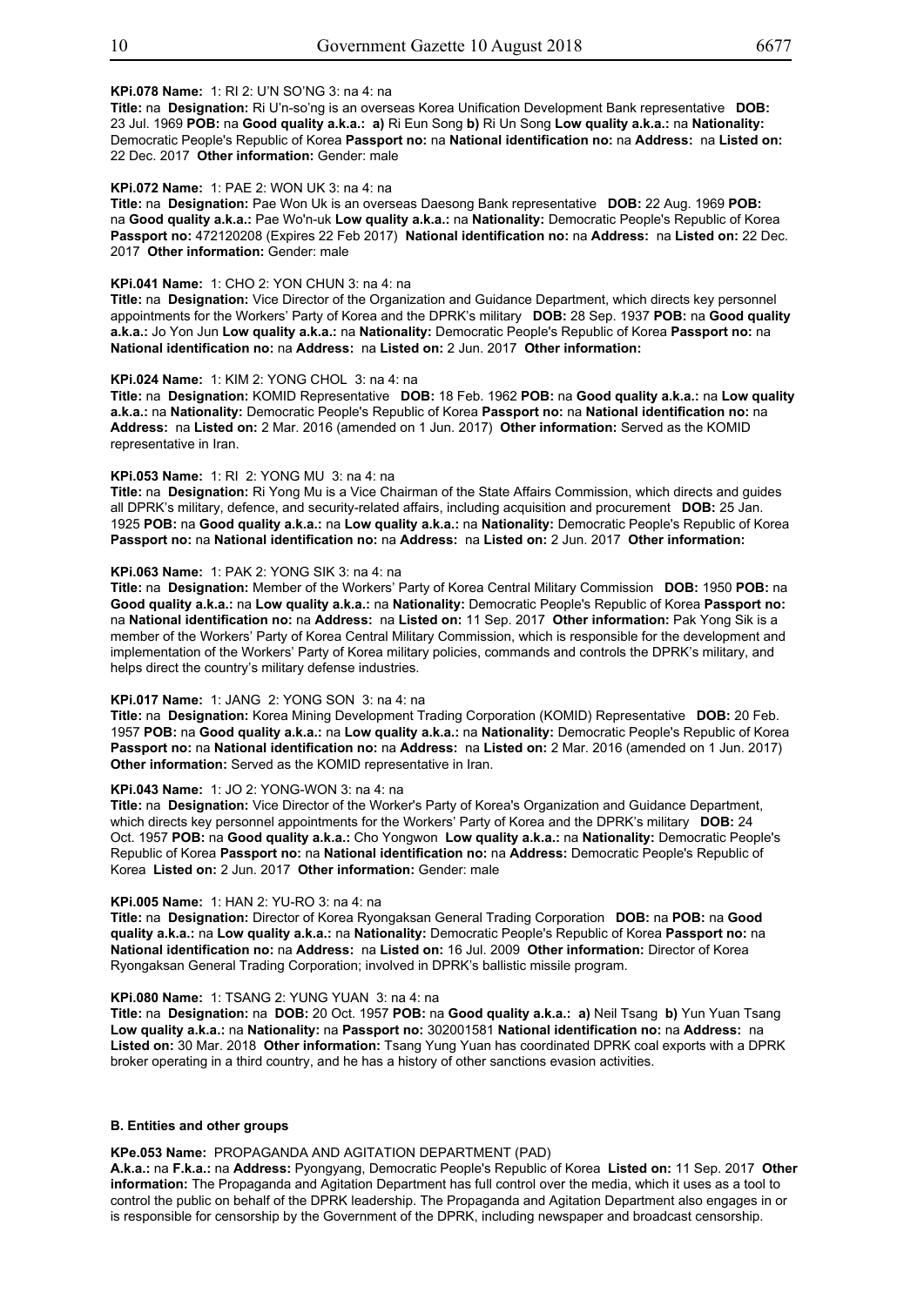**KPi.078 Name:** 1: RI 2: U'N SO'NG 3: na 4: na
**Title:** na **Designation:** Ri U'n-so'ng is an overseas Korea Unification Development Bank representative **DOB:** 23 Jul. 1969 **POB:** na **Good quality a.k.a.: a)** Ri Eun Song **b)** Ri Un Song **Low quality a.k.a.:** na **Nationality:** Democratic People's Republic of Korea **Passport no:** na **National identification no:** na **Address:** na **Listed on:** 22 Dec. 2017 **Other information:** Gender: male

**KPi.072 Name:** 1: PAE 2: WON UK 3: na 4: na
**Title:** na **Designation:** Pae Won Uk is an overseas Daesong Bank representative **DOB:** 22 Aug. 1969 **POB:** na **Good quality a.k.a.:** Pae Wo'n-uk **Low quality a.k.a.:** na **Nationality:** Democratic People's Republic of Korea **Passport no:** 472120208 (Expires 22 Feb 2017) **National identification no:** na **Address:** na **Listed on:** 22 Dec. 2017 **Other information:** Gender: male

**KPi.041 Name:** 1: CHO 2: YON CHUN 3: na 4: na
**Title:** na **Designation:** Vice Director of the Organization and Guidance Department, which directs key personnel appointments for the Workers' Party of Korea and the DPRK's military **DOB:** 28 Sep. 1937 **POB:** na **Good quality a.k.a.:** Jo Yon Jun **Low quality a.k.a.:** na **Nationality:** Democratic People's Republic of Korea **Passport no:** na **National identification no:** na **Address:** na **Listed on:** 2 Jun. 2017 **Other information:**

**KPi.024 Name:** 1: KIM 2: YONG CHOL 3: na 4: na
**Title:** na **Designation:** KOMID Representative **DOB:** 18 Feb. 1962 **POB:** na **Good quality a.k.a.:** na **Low quality a.k.a.:** na **Nationality:** Democratic People's Republic of Korea **Passport no:** na **National identification no:** na **Address:** na **Listed on:** 2 Mar. 2016 (amended on 1 Jun. 2017) **Other information:** Served as the KOMID representative in Iran.

**KPi.053 Name:** 1: RI 2: YONG MU 3: na 4: na
**Title:** na **Designation:** Ri Yong Mu is a Vice Chairman of the State Affairs Commission, which directs and guides all DPRK's military, defence, and security-related affairs, including acquisition and procurement **DOB:** 25 Jan. 1925 **POB:** na **Good quality a.k.a.:** na **Low quality a.k.a.:** na **Nationality:** Democratic People's Republic of Korea **Passport no:** na **National identification no:** na **Address:** na **Listed on:** 2 Jun. 2017 **Other information:**

**KPi.063 Name:** 1: PAK 2: YONG SIK 3: na 4: na
**Title:** na **Designation:** Member of the Workers' Party of Korea Central Military Commission **DOB:** 1950 **POB:** na **Good quality a.k.a.:** na **Low quality a.k.a.:** na **Nationality:** Democratic People's Republic of Korea **Passport no:** na **National identification no:** na **Address:** na **Listed on:** 11 Sep. 2017 **Other information:** Pak Yong Sik is a member of the Workers' Party of Korea Central Military Commission, which is responsible for the development and implementation of the Workers' Party of Korea military policies, commands and controls the DPRK's military, and helps direct the country's military defense industries.

**KPi.017 Name:** 1: JANG 2: YONG SON 3: na 4: na
**Title:** na **Designation:** Korea Mining Development Trading Corporation (KOMID) Representative **DOB:** 20 Feb. 1957 **POB:** na **Good quality a.k.a.:** na **Low quality a.k.a.:** na **Nationality:** Democratic People's Republic of Korea **Passport no:** na **National identification no:** na **Address:** na **Listed on:** 2 Mar. 2016 (amended on 1 Jun. 2017) **Other information:** Served as the KOMID representative in Iran.

**KPi.043 Name:** 1: JO 2: YONG-WON 3: na 4: na
**Title:** na **Designation:** Vice Director of the Worker's Party of Korea's Organization and Guidance Department, which directs key personnel appointments for the Workers' Party of Korea and the DPRK's military **DOB:** 24 Oct. 1957 **POB:** na **Good quality a.k.a.:** Cho Yongwon **Low quality a.k.a.:** na **Nationality:** Democratic People's Republic of Korea **Passport no:** na **National identification no:** na **Address:** Democratic People's Republic of Korea **Listed on:** 2 Jun. 2017 **Other information:** Gender: male

**KPi.005 Name:** 1: HAN 2: YU-RO 3: na 4: na
**Title:** na **Designation:** Director of Korea Ryongaksan General Trading Corporation **DOB:** na **POB:** na **Good quality a.k.a.:** na **Low quality a.k.a.:** na **Nationality:** Democratic People's Republic of Korea **Passport no:** na **National identification no:** na **Address:** na **Listed on:** 16 Jul. 2009 **Other information:** Director of Korea Ryongaksan General Trading Corporation; involved in DPRK's ballistic missile program.

**KPi.080 Name:** 1: TSANG 2: YUNG YUAN 3: na 4: na
**Title:** na **Designation:** na **DOB:** 20 Oct. 1957 **POB:** na **Good quality a.k.a.: a)** Neil Tsang **b)** Yun Yuan Tsang **Low quality a.k.a.:** na **Nationality:** na **Passport no:** 302001581 **National identification no:** na **Address:** na **Listed on:** 30 Mar. 2018 **Other information:** Tsang Yung Yuan has coordinated DPRK coal exports with a DPRK broker operating in a third country, and he has a history of other sanctions evasion activities.

### B. Entities and other groups

**KPe.053 Name:** PROPAGANDA AND AGITATION DEPARTMENT (PAD)
**A.k.a.:** na **F.k.a.:** na **Address:** Pyongyang, Democratic People's Republic of Korea **Listed on:** 11 Sep. 2017 **Other information:** The Propaganda and Agitation Department has full control over the media, which it uses as a tool to control the public on behalf of the DPRK leadership. The Propaganda and Agitation Department also engages in or is responsible for censorship by the Government of the DPRK, including newspaper and broadcast censorship.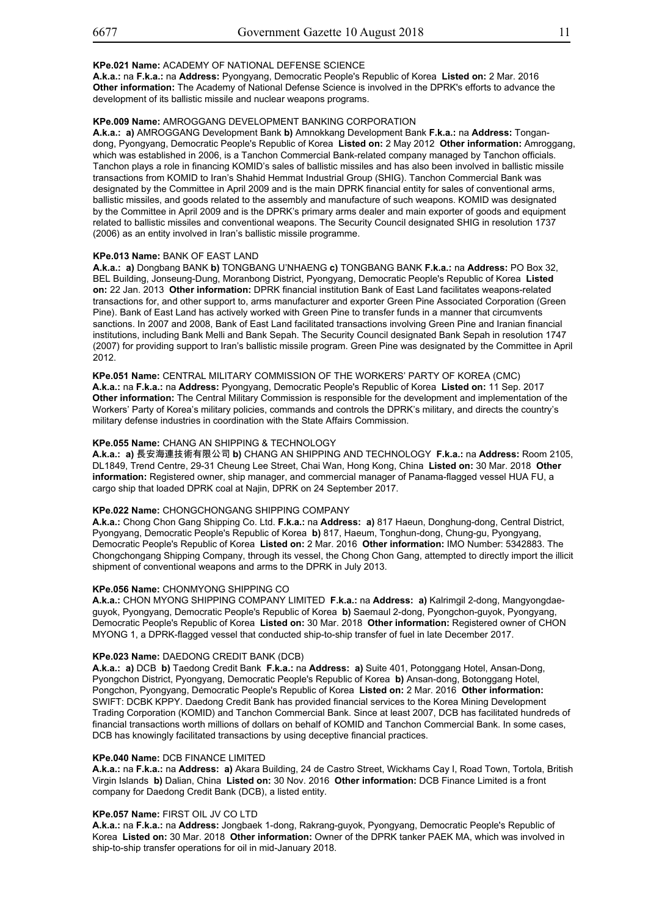**KPe.021 Name:** ACADEMY OF NATIONAL DEFENSE SCIENCE
**A.k.a.:** na **F.k.a.:** na **Address:** Pyongyang, Democratic People's Republic of Korea **Listed on:** 2 Mar. 2016 **Other information:** The Academy of National Defense Science is involved in the DPRK's efforts to advance the development of its ballistic missile and nuclear weapons programs.

**KPe.009 Name:** AMROGGANG DEVELOPMENT BANKING CORPORATION
**A.k.a.:** **a)** AMROGGANG Development Bank **b)** Amnokkang Development Bank **F.k.a.:** na **Address:** Tongan-dong, Pyongyang, Democratic People's Republic of Korea **Listed on:** 2 May 2012 **Other information:** Amroggang, which was established in 2006, is a Tanchon Commercial Bank-related company managed by Tanchon officials. Tanchon plays a role in financing KOMID's sales of ballistic missiles and has also been involved in ballistic missile transactions from KOMID to Iran's Shahid Hemmat Industrial Group (SHIG). Tanchon Commercial Bank was designated by the Committee in April 2009 and is the main DPRK financial entity for sales of conventional arms, ballistic missiles, and goods related to the assembly and manufacture of such weapons. KOMID was designated by the Committee in April 2009 and is the DPRK's primary arms dealer and main exporter of goods and equipment related to ballistic missiles and conventional weapons. The Security Council designated SHIG in resolution 1737 (2006) as an entity involved in Iran's ballistic missile programme.

**KPe.013 Name:** BANK OF EAST LAND
**A.k.a.:** **a)** Dongbang BANK **b)** TONGBANG U'NHAENG **c)** TONGBANG BANK **F.k.a.:** na **Address:** PO Box 32, BEL Building, Jonseung-Dung, Moranbong District, Pyongyang, Democratic People's Republic of Korea **Listed on:** 22 Jan. 2013 **Other information:** DPRK financial institution Bank of East Land facilitates weapons-related transactions for, and other support to, arms manufacturer and exporter Green Pine Associated Corporation (Green Pine). Bank of East Land has actively worked with Green Pine to transfer funds in a manner that circumvents sanctions. In 2007 and 2008, Bank of East Land facilitated transactions involving Green Pine and Iranian financial institutions, including Bank Melli and Bank Sepah. The Security Council designated Bank Sepah in resolution 1747 (2007) for providing support to Iran's ballistic missile program. Green Pine was designated by the Committee in April 2012.

**KPe.051 Name:** CENTRAL MILITARY COMMISSION OF THE WORKERS' PARTY OF KOREA (CMC)
**A.k.a.:** na **F.k.a.:** na **Address:** Pyongyang, Democratic People's Republic of Korea **Listed on:** 11 Sep. 2017 **Other information:** The Central Military Commission is responsible for the development and implementation of the Workers' Party of Korea's military policies, commands and controls the DPRK's military, and directs the country's military defense industries in coordination with the State Affairs Commission.

**KPe.055 Name:** CHANG AN SHIPPING & TECHNOLOGY
**A.k.a.:** **a)** 長安海運技術有限公司 **b)** CHANG AN SHIPPING AND TECHNOLOGY **F.k.a.:** na **Address:** Room 2105, DL1849, Trend Centre, 29-31 Cheung Lee Street, Chai Wan, Hong Kong, China **Listed on:** 30 Mar. 2018 **Other information:** Registered owner, ship manager, and commercial manager of Panama-flagged vessel HUA FU, a cargo ship that loaded DPRK coal at Najin, DPRK on 24 September 2017.

**KPe.022 Name:** CHONGCHONGANG SHIPPING COMPANY
**A.k.a.:** Chong Chon Gang Shipping Co. Ltd. **F.k.a.:** na **Address:** **a)** 817 Haeun, Donghung-dong, Central District, Pyongyang, Democratic People's Republic of Korea **b)** 817, Haeum, Tonghun-dong, Chung-gu, Pyongyang, Democratic People's Republic of Korea **Listed on:** 2 Mar. 2016 **Other information:** IMO Number: 5342883. The Chongchongang Shipping Company, through its vessel, the Chong Chon Gang, attempted to directly import the illicit shipment of conventional weapons and arms to the DPRK in July 2013.

**KPe.056 Name:** CHONMYONG SHIPPING CO
**A.k.a.:** CHON MYONG SHIPPING COMPANY LIMITED **F.k.a.:** na **Address:** **a)** Kalrimgil 2-dong, Mangyongdae-guyok, Pyongyang, Democratic People's Republic of Korea **b)** Saemaul 2-dong, Pyongchon-guyok, Pyongyang, Democratic People's Republic of Korea **Listed on:** 30 Mar. 2018 **Other information:** Registered owner of CHON MYONG 1, a DPRK-flagged vessel that conducted ship-to-ship transfer of fuel in late December 2017.

**KPe.023 Name:** DAEDONG CREDIT BANK (DCB)
**A.k.a.:** **a)** DCB **b)** Taedong Credit Bank **F.k.a.:** na **Address:** **a)** Suite 401, Potonggang Hotel, Ansan-Dong, Pyongchon District, Pyongyang, Democratic People's Republic of Korea **b)** Ansan-dong, Botonggang Hotel, Pongchon, Pyongyang, Democratic People's Republic of Korea **Listed on:** 2 Mar. 2016 **Other information:** SWIFT: DCBK KPPY. Daedong Credit Bank has provided financial services to the Korea Mining Development Trading Corporation (KOMID) and Tanchon Commercial Bank. Since at least 2007, DCB has facilitated hundreds of financial transactions worth millions of dollars on behalf of KOMID and Tanchon Commercial Bank. In some cases, DCB has knowingly facilitated transactions by using deceptive financial practices.

**KPe.040 Name:** DCB FINANCE LIMITED
**A.k.a.:** na **F.k.a.:** na **Address:** **a)** Akara Building, 24 de Castro Street, Wickhams Cay I, Road Town, Tortola, British Virgin Islands **b)** Dalian, China **Listed on:** 30 Nov. 2016 **Other information:** DCB Finance Limited is a front company for Daedong Credit Bank (DCB), a listed entity.

**KPe.057 Name:** FIRST OIL JV CO LTD
**A.k.a.:** na **F.k.a.:** na **Address:** Jongbaek 1-dong, Rakrang-guyok, Pyongyang, Democratic People's Republic of Korea **Listed on:** 30 Mar. 2018 **Other information:** Owner of the DPRK tanker PAEK MA, which was involved in ship-to-ship transfer operations for oil in mid-January 2018.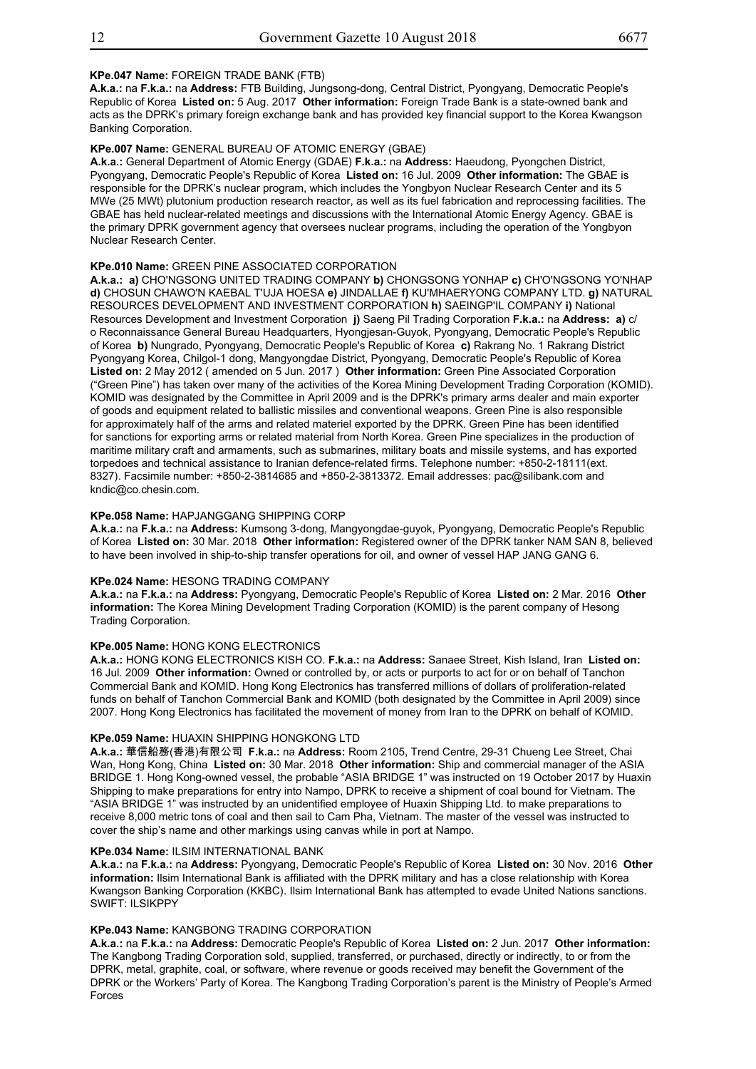**KPe.047 Name:** FOREIGN TRADE BANK (FTB)
**A.k.a.:** na **F.k.a.:** na **Address:** FTB Building, Jungsong-dong, Central District, Pyongyang, Democratic People's Republic of Korea **Listed on:** 5 Aug. 2017 **Other information:** Foreign Trade Bank is a state-owned bank and acts as the DPRK's primary foreign exchange bank and has provided key financial support to the Korea Kwangson Banking Corporation.

**KPe.007 Name:** GENERAL BUREAU OF ATOMIC ENERGY (GBAE)
**A.k.a.:** General Department of Atomic Energy (GDAE) **F.k.a.:** na **Address:** Haeudong, Pyongchen District, Pyongyang, Democratic People's Republic of Korea **Listed on:** 16 Jul. 2009 **Other information:** The GBAE is responsible for the DPRK's nuclear program, which includes the Yongbyon Nuclear Research Center and its 5 MWe (25 MWt) plutonium production research reactor, as well as its fuel fabrication and reprocessing facilities. The GBAE has held nuclear-related meetings and discussions with the International Atomic Energy Agency. GBAE is the primary DPRK government agency that oversees nuclear programs, including the operation of the Yongbyon Nuclear Research Center.

**KPe.010 Name:** GREEN PINE ASSOCIATED CORPORATION
**A.k.a.:** **a)** CHO'NGSONG UNITED TRADING COMPANY **b)** CHONGSONG YONHAP **c)** CH'O'NGSONG YO'NHAP **d)** CHOSUN CHAWO'N KAEBAL T'UJA HOESA **e)** JINDALLAE **f)** KU'MHAERYONG COMPANY LTD. **g)** NATURAL RESOURCES DEVELOPMENT AND INVESTMENT CORPORATION **h)** SAEINGP'IL COMPANY **i)** National Resources Development and Investment Corporation **j)** Saeng Pil Trading Corporation **F.k.a.:** na **Address:** **a)** c/o Reconnaissance General Bureau Headquarters, Hyongjesan-Guyok, Pyongyang, Democratic People's Republic of Korea **b)** Nungrado, Pyongyang, Democratic People's Republic of Korea **c)** Rakrang No. 1 Rakrang District Pyongyang Korea, Chilgol-1 dong, Mangyongdae District, Pyongyang, Democratic People's Republic of Korea **Listed on:** 2 May 2012 ( amended on 5 Jun. 2017 ) **Other information:** Green Pine Associated Corporation ("Green Pine") has taken over many of the activities of the Korea Mining Development Trading Corporation (KOMID). KOMID was designated by the Committee in April 2009 and is the DPRK's primary arms dealer and main exporter of goods and equipment related to ballistic missiles and conventional weapons. Green Pine is also responsible for approximately half of the arms and related materiel exported by the DPRK. Green Pine has been identified for sanctions for exporting arms or related material from North Korea. Green Pine specializes in the production of maritime military craft and armaments, such as submarines, military boats and missile systems, and has exported torpedoes and technical assistance to Iranian defence-related firms. Telephone number: +850-2-18111(ext. 8327). Facsimile number: +850-2-3814685 and +850-2-3813372. Email addresses: pac@silibank.com and kndic@co.chesin.com.

**KPe.058 Name:** HAPJANGGANG SHIPPING CORP
**A.k.a.:** na **F.k.a.:** na **Address:** Kumsong 3-dong, Mangyongdae-guyok, Pyongyang, Democratic People's Republic of Korea **Listed on:** 30 Mar. 2018 **Other information:** Registered owner of the DPRK tanker NAM SAN 8, believed to have been involved in ship-to-ship transfer operations for oil, and owner of vessel HAP JANG GANG 6.

**KPe.024 Name:** HESONG TRADING COMPANY
**A.k.a.:** na **F.k.a.:** na **Address:** Pyongyang, Democratic People's Republic of Korea **Listed on:** 2 Mar. 2016 **Other information:** The Korea Mining Development Trading Corporation (KOMID) is the parent company of Hesong Trading Corporation.

**KPe.005 Name:** HONG KONG ELECTRONICS
**A.k.a.:** HONG KONG ELECTRONICS KISH CO. **F.k.a.:** na **Address:** Sanaee Street, Kish Island, Iran **Listed on:** 16 Jul. 2009 **Other information:** Owned or controlled by, or acts or purports to act for or on behalf of Tanchon Commercial Bank and KOMID. Hong Kong Electronics has transferred millions of dollars of proliferation-related funds on behalf of Tanchon Commercial Bank and KOMID (both designated by the Committee in April 2009) since 2007. Hong Kong Electronics has facilitated the movement of money from Iran to the DPRK on behalf of KOMID.

**KPe.059 Name:** HUAXIN SHIPPING HONGKONG LTD
**A.k.a.:** 華信船務(香港)有限公司 **F.k.a.:** na **Address:** Room 2105, Trend Centre, 29-31 Chueng Lee Street, Chai Wan, Hong Kong, China **Listed on:** 30 Mar. 2018 **Other information:** Ship and commercial manager of the ASIA BRIDGE 1. Hong Kong-owned vessel, the probable "ASIA BRIDGE 1" was instructed on 19 October 2017 by Huaxin Shipping to make preparations for entry into Nampo, DPRK to receive a shipment of coal bound for Vietnam. The "ASIA BRIDGE 1" was instructed by an unidentified employee of Huaxin Shipping Ltd. to make preparations to receive 8,000 metric tons of coal and then sail to Cam Pha, Vietnam. The master of the vessel was instructed to cover the ship's name and other markings using canvas while in port at Nampo.

**KPe.034 Name:** ILSIM INTERNATIONAL BANK
**A.k.a.:** na **F.k.a.:** na **Address:** Pyongyang, Democratic People's Republic of Korea **Listed on:** 30 Nov. 2016 **Other information:** Ilsim International Bank is affiliated with the DPRK military and has a close relationship with Korea Kwangson Banking Corporation (KKBC). Ilsim International Bank has attempted to evade United Nations sanctions. SWIFT: ILSIKPPY

**KPe.043 Name:** KANGBONG TRADING CORPORATION
**A.k.a.:** na **F.k.a.:** na **Address:** Democratic People's Republic of Korea **Listed on:** 2 Jun. 2017 **Other information:** The Kangbong Trading Corporation sold, supplied, transferred, or purchased, directly or indirectly, to or from the DPRK, metal, graphite, coal, or software, where revenue or goods received may benefit the Government of the DPRK or the Workers' Party of Korea. The Kangbong Trading Corporation's parent is the Ministry of People's Armed Forces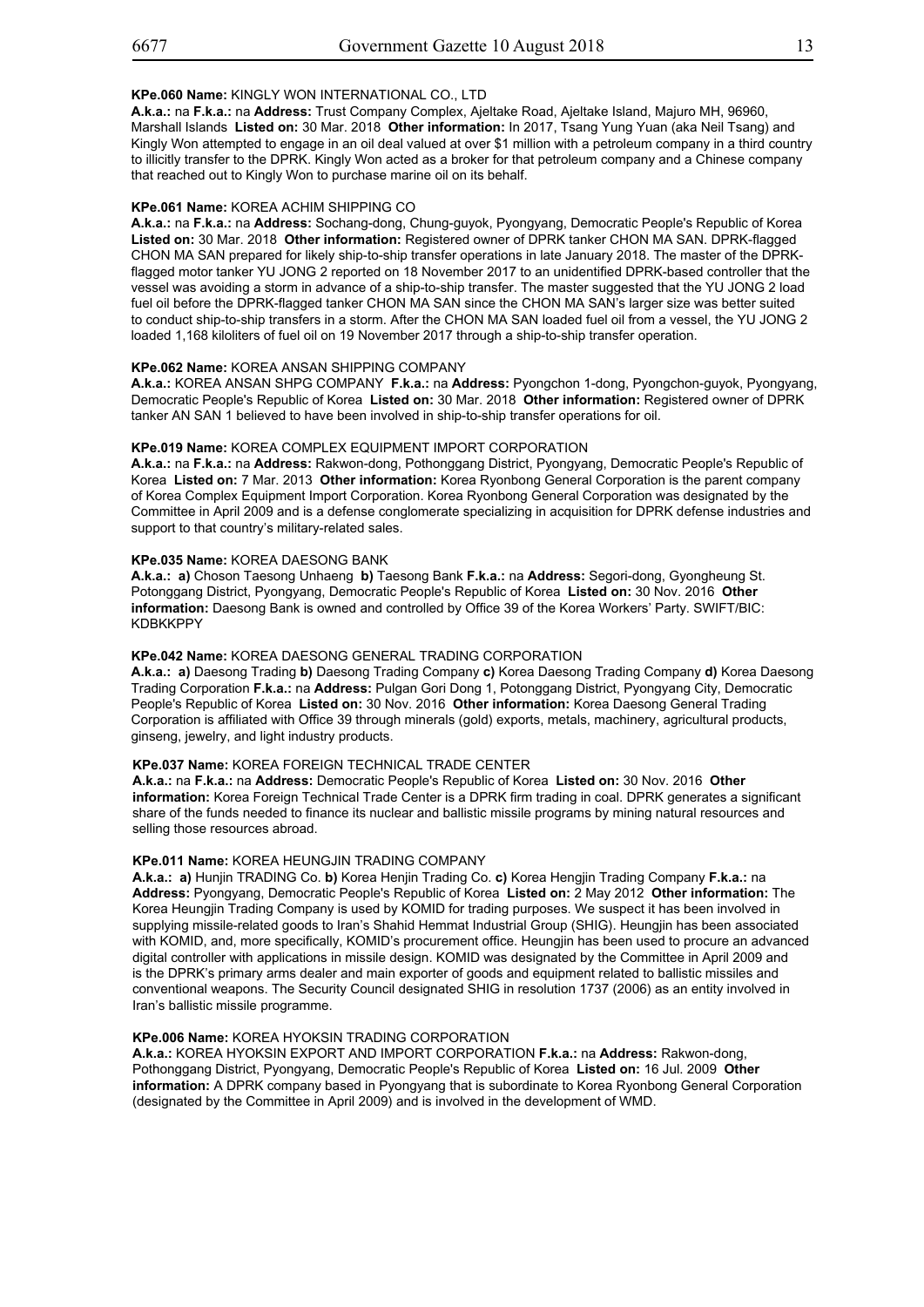**KPe.060 Name:** KINGLY WON INTERNATIONAL CO., LTD
**A.k.a.:** na **F.k.a.:** na **Address:** Trust Company Complex, Ajeltake Road, Ajeltake Island, Majuro MH, 96960, Marshall Islands **Listed on:** 30 Mar. 2018 **Other information:** In 2017, Tsang Yung Yuan (aka Neil Tsang) and Kingly Won attempted to engage in an oil deal valued at over $1 million with a petroleum company in a third country to illicitly transfer to the DPRK. Kingly Won acted as a broker for that petroleum company and a Chinese company that reached out to Kingly Won to purchase marine oil on its behalf.

**KPe.061 Name:** KOREA ACHIM SHIPPING CO
**A.k.a.:** na **F.k.a.:** na **Address:** Sochang-dong, Chung-guyok, Pyongyang, Democratic People's Republic of Korea **Listed on:** 30 Mar. 2018 **Other information:** Registered owner of DPRK tanker CHON MA SAN. DPRK-flagged CHON MA SAN prepared for likely ship-to-ship transfer operations in late January 2018. The master of the DPRK-flagged motor tanker YU JONG 2 reported on 18 November 2017 to an unidentified DPRK-based controller that the vessel was avoiding a storm in advance of a ship-to-ship transfer. The master suggested that the YU JONG 2 load fuel oil before the DPRK-flagged tanker CHON MA SAN since the CHON MA SAN's larger size was better suited to conduct ship-to-ship transfers in a storm. After the CHON MA SAN loaded fuel oil from a vessel, the YU JONG 2 loaded 1,168 kiloliters of fuel oil on 19 November 2017 through a ship-to-ship transfer operation.

**KPe.062 Name:** KOREA ANSAN SHIPPING COMPANY
**A.k.a.:** KOREA ANSAN SHPG COMPANY **F.k.a.:** na **Address:** Pyongchon 1-dong, Pyongchon-guyok, Pyongyang, Democratic People's Republic of Korea **Listed on:** 30 Mar. 2018 **Other information:** Registered owner of DPRK tanker AN SAN 1 believed to have been involved in ship-to-ship transfer operations for oil.

**KPe.019 Name:** KOREA COMPLEX EQUIPMENT IMPORT CORPORATION
**A.k.a.:** na **F.k.a.:** na **Address:** Rakwon-dong, Pothonggang District, Pyongyang, Democratic People's Republic of Korea **Listed on:** 7 Mar. 2013 **Other information:** Korea Ryonbong General Corporation is the parent company of Korea Complex Equipment Import Corporation. Korea Ryonbong General Corporation was designated by the Committee in April 2009 and is a defense conglomerate specializing in acquisition for DPRK defense industries and support to that country's military-related sales.

**KPe.035 Name:** KOREA DAESONG BANK
**A.k.a.:** **a)** Choson Taesong Unhaeng **b)** Taesong Bank **F.k.a.:** na **Address:** Segori-dong, Gyongheung St. Potonggang District, Pyongyang, Democratic People's Republic of Korea **Listed on:** 30 Nov. 2016 **Other information:** Daesong Bank is owned and controlled by Office 39 of the Korea Workers' Party. SWIFT/BIC: KDBKKPPY

**KPe.042 Name:** KOREA DAESONG GENERAL TRADING CORPORATION
**A.k.a.:** **a)** Daesong Trading **b)** Daesong Trading Company **c)** Korea Daesong Trading Company **d)** Korea Daesong Trading Corporation **F.k.a.:** na **Address:** Pulgan Gori Dong 1, Potonggang District, Pyongyang City, Democratic People's Republic of Korea **Listed on:** 30 Nov. 2016 **Other information:** Korea Daesong General Trading Corporation is affiliated with Office 39 through minerals (gold) exports, metals, machinery, agricultural products, ginseng, jewelry, and light industry products.

**KPe.037 Name:** KOREA FOREIGN TECHNICAL TRADE CENTER
**A.k.a.:** na **F.k.a.:** na **Address:** Democratic People's Republic of Korea **Listed on:** 30 Nov. 2016 **Other information:** Korea Foreign Technical Trade Center is a DPRK firm trading in coal. DPRK generates a significant share of the funds needed to finance its nuclear and ballistic missile programs by mining natural resources and selling those resources abroad.

**KPe.011 Name:** KOREA HEUNGJIN TRADING COMPANY
**A.k.a.:** **a)** Hunjin TRADING Co. **b)** Korea Henjin Trading Co. **c)** Korea Hengjin Trading Company **F.k.a.:** na **Address:** Pyongyang, Democratic People's Republic of Korea **Listed on:** 2 May 2012 **Other information:** The Korea Heungjin Trading Company is used by KOMID for trading purposes. We suspect it has been involved in supplying missile-related goods to Iran's Shahid Hemmat Industrial Group (SHIG). Heungjin has been associated with KOMID, and, more specifically, KOMID's procurement office. Heungjin has been used to procure an advanced digital controller with applications in missile design. KOMID was designated by the Committee in April 2009 and is the DPRK's primary arms dealer and main exporter of goods and equipment related to ballistic missiles and conventional weapons. The Security Council designated SHIG in resolution 1737 (2006) as an entity involved in Iran's ballistic missile programme.

**KPe.006 Name:** KOREA HYOKSIN TRADING CORPORATION
**A.k.a.:** KOREA HYOKSIN EXPORT AND IMPORT CORPORATION **F.k.a.:** na **Address:** Rakwon-dong, Pothonggang District, Pyongyang, Democratic People's Republic of Korea **Listed on:** 16 Jul. 2009 **Other information:** A DPRK company based in Pyongyang that is subordinate to Korea Ryonbong General Corporation (designated by the Committee in April 2009) and is involved in the development of WMD.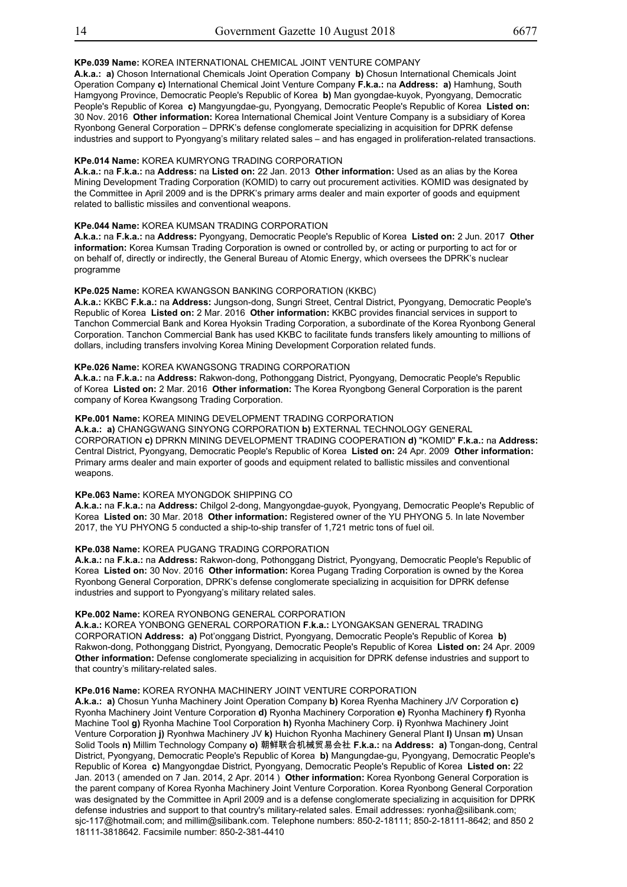**KPe.039 Name:** KOREA INTERNATIONAL CHEMICAL JOINT VENTURE COMPANY
**A.k.a.: a)** Choson International Chemicals Joint Operation Company **b)** Chosun International Chemicals Joint Operation Company **c)** International Chemical Joint Venture Company **F.k.a.:** na **Address: a)** Hamhung, South Hamgyong Province, Democratic People's Republic of Korea **b)** Man gyongdae-kuyok, Pyongyang, Democratic People's Republic of Korea **c)** Mangyungdae-gu, Pyongyang, Democratic People's Republic of Korea **Listed on:** 30 Nov. 2016 **Other information:** Korea International Chemical Joint Venture Company is a subsidiary of Korea Ryonbong General Corporation – DPRK's defense conglomerate specializing in acquisition for DPRK defense industries and support to Pyongyang's military related sales – and has engaged in proliferation-related transactions.

**KPe.014 Name:** KOREA KUMRYONG TRADING CORPORATION
**A.k.a.:** na **F.k.a.:** na **Address:** na **Listed on:** 22 Jan. 2013 **Other information:** Used as an alias by the Korea Mining Development Trading Corporation (KOMID) to carry out procurement activities. KOMID was designated by the Committee in April 2009 and is the DPRK's primary arms dealer and main exporter of goods and equipment related to ballistic missiles and conventional weapons.

**KPe.044 Name:** KOREA KUMSAN TRADING CORPORATION
**A.k.a.:** na **F.k.a.:** na **Address:** Pyongyang, Democratic People's Republic of Korea **Listed on:** 2 Jun. 2017 **Other information:** Korea Kumsan Trading Corporation is owned or controlled by, or acting or purporting to act for or on behalf of, directly or indirectly, the General Bureau of Atomic Energy, which oversees the DPRK's nuclear programme

**KPe.025 Name:** KOREA KWANGSON BANKING CORPORATION (KKBC)
**A.k.a.:** KKBC **F.k.a.:** na **Address:** Jungson-dong, Sungri Street, Central District, Pyongyang, Democratic People's Republic of Korea **Listed on:** 2 Mar. 2016 **Other information:** KKBC provides financial services in support to Tanchon Commercial Bank and Korea Hyoksin Trading Corporation, a subordinate of the Korea Ryonbong General Corporation. Tanchon Commercial Bank has used KKBC to facilitate funds transfers likely amounting to millions of dollars, including transfers involving Korea Mining Development Corporation related funds.

**KPe.026 Name:** KOREA KWANGSONG TRADING CORPORATION
**A.k.a.:** na **F.k.a.:** na **Address:** Rakwon-dong, Pothonggang District, Pyongyang, Democratic People's Republic of Korea **Listed on:** 2 Mar. 2016 **Other information:** The Korea Ryongbong General Corporation is the parent company of Korea Kwangsong Trading Corporation.

**KPe.001 Name:** KOREA MINING DEVELOPMENT TRADING CORPORATION
**A.k.a.: a)** CHANGGWANG SINYONG CORPORATION **b)** EXTERNAL TECHNOLOGY GENERAL CORPORATION **c)** DPRKN MINING DEVELOPMENT TRADING COOPERATION **d)** "KOMID" **F.k.a.:** na **Address:** Central District, Pyongyang, Democratic People's Republic of Korea **Listed on:** 24 Apr. 2009 **Other information:** Primary arms dealer and main exporter of goods and equipment related to ballistic missiles and conventional weapons.

**KPe.063 Name:** KOREA MYONGDOK SHIPPING CO
**A.k.a.:** na **F.k.a.:** na **Address:** Chilgol 2-dong, Mangyongdae-guyok, Pyongyang, Democratic People's Republic of Korea **Listed on:** 30 Mar. 2018 **Other information:** Registered owner of the YU PHYONG 5. In late November 2017, the YU PHYONG 5 conducted a ship-to-ship transfer of 1,721 metric tons of fuel oil.

**KPe.038 Name:** KOREA PUGANG TRADING CORPORATION
**A.k.a.:** na **F.k.a.:** na **Address:** Rakwon-dong, Pothonggang District, Pyongyang, Democratic People's Republic of Korea **Listed on:** 30 Nov. 2016 **Other information:** Korea Pugang Trading Corporation is owned by the Korea Ryonbong General Corporation, DPRK's defense conglomerate specializing in acquisition for DPRK defense industries and support to Pyongyang's military related sales.

**KPe.002 Name:** KOREA RYONBONG GENERAL CORPORATION
**A.k.a.:** KOREA YONBONG GENERAL CORPORATION **F.k.a.:** LYONGAKSAN GENERAL TRADING CORPORATION **Address: a)** Pot'onggang District, Pyongyang, Democratic People's Republic of Korea **b)** Rakwon-dong, Pothonggang District, Pyongyang, Democratic People's Republic of Korea **Listed on:** 24 Apr. 2009 **Other information:** Defense conglomerate specializing in acquisition for DPRK defense industries and support to that country's military-related sales.

**KPe.016 Name:** KOREA RYONHA MACHINERY JOINT VENTURE CORPORATION
**A.k.a.: a)** Chosun Yunha Machinery Joint Operation Company **b)** Korea Ryenha Machinery J/V Corporation **c)** Ryonha Machinery Joint Venture Corporation **d)** Ryonha Machinery Corporation **e)** Ryonha Machinery **f)** Ryonha Machine Tool **g)** Ryonha Machine Tool Corporation **h)** Ryonha Machinery Corp. **i)** Ryonhwa Machinery Joint Venture Corporation **j)** Ryonhwa Machinery JV **k)** Huichon Ryonha Machinery General Plant **l)** Unsan **m)** Unsan Solid Tools **n)** Millim Technology Company **o)** 朝鲜联合机械贸易会社 **F.k.a.:** na **Address: a)** Tongan-dong, Central District, Pyongyang, Democratic People's Republic of Korea **b)** Mangungdae-gu, Pyongyang, Democratic People's Republic of Korea **c)** Mangyongdae District, Pyongyang, Democratic People's Republic of Korea **Listed on:** 22 Jan. 2013 ( amended on 7 Jan. 2014, 2 Apr. 2014 ) **Other information:** Korea Ryonbong General Corporation is the parent company of Korea Ryonha Machinery Joint Venture Corporation. Korea Ryonbong General Corporation was designated by the Committee in April 2009 and is a defense conglomerate specializing in acquisition for DPRK defense industries and support to that country's military-related sales. Email addresses: ryonha@silibank.com; sjc-117@hotmail.com; and millim@silibank.com. Telephone numbers: 850-2-18111; 850-2-18111-8642; and 850 2 18111-3818642. Facsimile number: 850-2-381-4410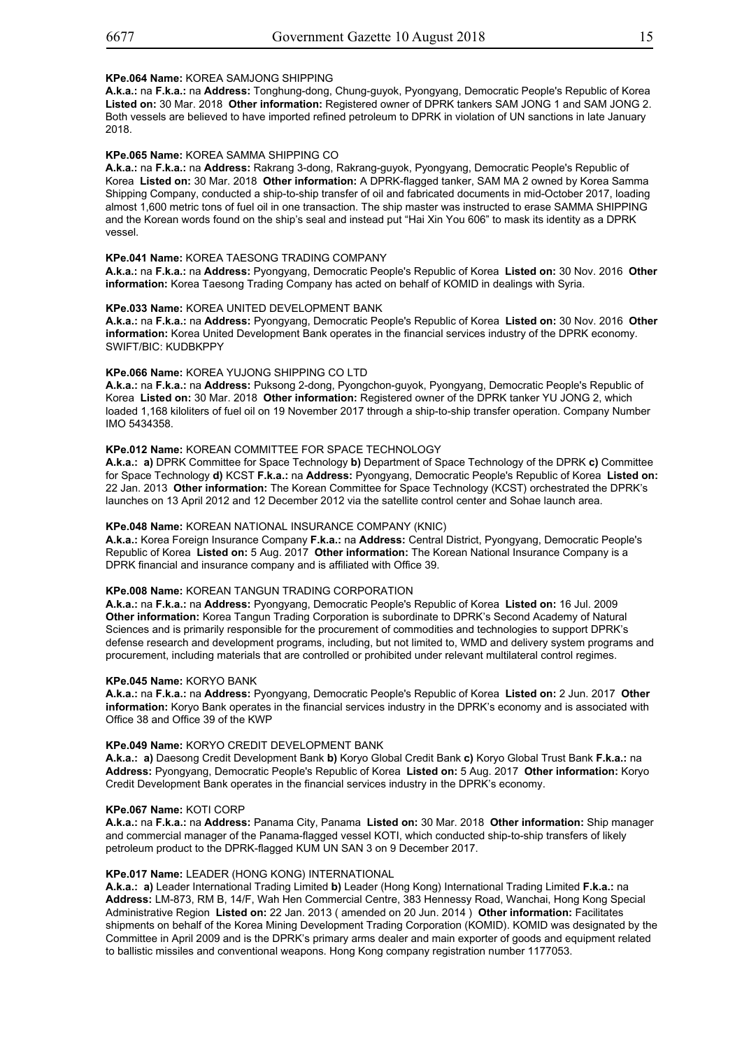**KPe.064 Name:** KOREA SAMJONG SHIPPING

**A.k.a.:** na **F.k.a.:** na **Address:** Tonghung-dong, Chung-guyok, Pyongyang, Democratic People's Republic of Korea **Listed on:** 30 Mar. 2018 **Other information:** Registered owner of DPRK tankers SAM JONG 1 and SAM JONG 2. Both vessels are believed to have imported refined petroleum to DPRK in violation of UN sanctions in late January 2018.

**KPe.065 Name:** KOREA SAMMA SHIPPING CO

**A.k.a.:** na **F.k.a.:** na **Address:** Rakrang 3-dong, Rakrang-guyok, Pyongyang, Democratic People's Republic of Korea **Listed on:** 30 Mar. 2018 **Other information:** A DPRK-flagged tanker, SAM MA 2 owned by Korea Samma Shipping Company, conducted a ship-to-ship transfer of oil and fabricated documents in mid-October 2017, loading almost 1,600 metric tons of fuel oil in one transaction. The ship master was instructed to erase SAMMA SHIPPING and the Korean words found on the ship's seal and instead put "Hai Xin You 606" to mask its identity as a DPRK vessel.

**KPe.041 Name:** KOREA TAESONG TRADING COMPANY

**A.k.a.:** na **F.k.a.:** na **Address:** Pyongyang, Democratic People's Republic of Korea **Listed on:** 30 Nov. 2016 **Other information:** Korea Taesong Trading Company has acted on behalf of KOMID in dealings with Syria.

**KPe.033 Name:** KOREA UNITED DEVELOPMENT BANK

**A.k.a.:** na **F.k.a.:** na **Address:** Pyongyang, Democratic People's Republic of Korea **Listed on:** 30 Nov. 2016 **Other information:** Korea United Development Bank operates in the financial services industry of the DPRK economy. SWIFT/BIC: KUDBKPPY

**KPe.066 Name:** KOREA YUJONG SHIPPING CO LTD

**A.k.a.:** na **F.k.a.:** na **Address:** Puksong 2-dong, Pyongchon-guyok, Pyongyang, Democratic People's Republic of Korea **Listed on:** 30 Mar. 2018 **Other information:** Registered owner of the DPRK tanker YU JONG 2, which loaded 1,168 kiloliters of fuel oil on 19 November 2017 through a ship-to-ship transfer operation. Company Number IMO 5434358.

**KPe.012 Name:** KOREAN COMMITTEE FOR SPACE TECHNOLOGY

**A.k.a.:** **a)** DPRK Committee for Space Technology **b)** Department of Space Technology of the DPRK **c)** Committee for Space Technology **d)** KCST **F.k.a.:** na **Address:** Pyongyang, Democratic People's Republic of Korea **Listed on:** 22 Jan. 2013 **Other information:** The Korean Committee for Space Technology (KCST) orchestrated the DPRK's launches on 13 April 2012 and 12 December 2012 via the satellite control center and Sohae launch area.

**KPe.048 Name:** KOREAN NATIONAL INSURANCE COMPANY (KNIC)

**A.k.a.:** Korea Foreign Insurance Company **F.k.a.:** na **Address:** Central District, Pyongyang, Democratic People's Republic of Korea **Listed on:** 5 Aug. 2017 **Other information:** The Korean National Insurance Company is a DPRK financial and insurance company and is affiliated with Office 39.

**KPe.008 Name:** KOREAN TANGUN TRADING CORPORATION

**A.k.a.:** na **F.k.a.:** na **Address:** Pyongyang, Democratic People's Republic of Korea **Listed on:** 16 Jul. 2009 **Other information:** Korea Tangun Trading Corporation is subordinate to DPRK's Second Academy of Natural Sciences and is primarily responsible for the procurement of commodities and technologies to support DPRK's defense research and development programs, including, but not limited to, WMD and delivery system programs and procurement, including materials that are controlled or prohibited under relevant multilateral control regimes.

**KPe.045 Name:** KORYO BANK

**A.k.a.:** na **F.k.a.:** na **Address:** Pyongyang, Democratic People's Republic of Korea **Listed on:** 2 Jun. 2017 **Other information:** Koryo Bank operates in the financial services industry in the DPRK's economy and is associated with Office 38 and Office 39 of the KWP

**KPe.049 Name:** KORYO CREDIT DEVELOPMENT BANK

**A.k.a.:** **a)** Daesong Credit Development Bank **b)** Koryo Global Credit Bank **c)** Koryo Global Trust Bank **F.k.a.:** na **Address:** Pyongyang, Democratic People's Republic of Korea **Listed on:** 5 Aug. 2017 **Other information:** Koryo Credit Development Bank operates in the financial services industry in the DPRK's economy.

**KPe.067 Name:** KOTI CORP

**A.k.a.:** na **F.k.a.:** na **Address:** Panama City, Panama **Listed on:** 30 Mar. 2018 **Other information:** Ship manager and commercial manager of the Panama-flagged vessel KOTI, which conducted ship-to-ship transfers of likely petroleum product to the DPRK-flagged KUM UN SAN 3 on 9 December 2017.

**KPe.017 Name:** LEADER (HONG KONG) INTERNATIONAL

**A.k.a.:** **a)** Leader International Trading Limited **b)** Leader (Hong Kong) International Trading Limited **F.k.a.:** na **Address:** LM-873, RM B, 14/F, Wah Hen Commercial Centre, 383 Hennessy Road, Wanchai, Hong Kong Special Administrative Region **Listed on:** 22 Jan. 2013 ( amended on 20 Jun. 2014 ) **Other information:** Facilitates shipments on behalf of the Korea Mining Development Trading Corporation (KOMID). KOMID was designated by the Committee in April 2009 and is the DPRK's primary arms dealer and main exporter of goods and equipment related to ballistic missiles and conventional weapons. Hong Kong company registration number 1177053.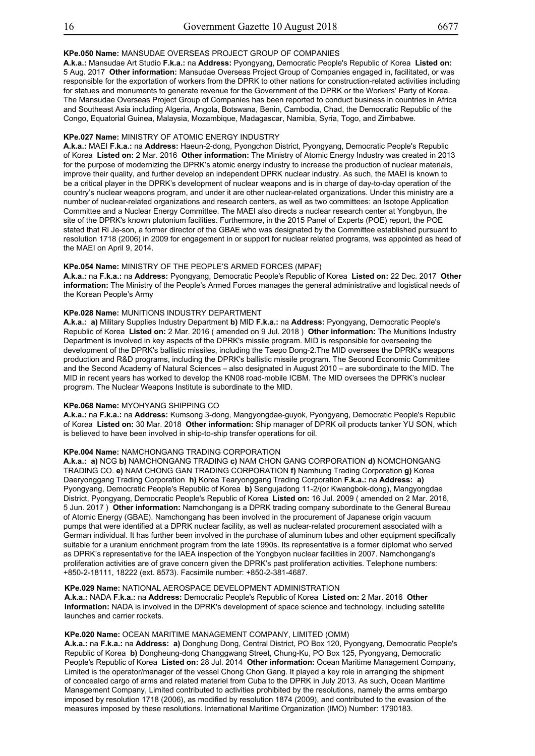**KPe.050 Name:** MANSUDAE OVERSEAS PROJECT GROUP OF COMPANIES
**A.k.a.:** Mansudae Art Studio **F.k.a.:** na **Address:** Pyongyang, Democratic People's Republic of Korea **Listed on:** 5 Aug. 2017 **Other information:** Mansudae Overseas Project Group of Companies engaged in, facilitated, or was responsible for the exportation of workers from the DPRK to other nations for construction-related activities including for statues and monuments to generate revenue for the Government of the DPRK or the Workers' Party of Korea. The Mansudae Overseas Project Group of Companies has been reported to conduct business in countries in Africa and Southeast Asia including Algeria, Angola, Botswana, Benin, Cambodia, Chad, the Democratic Republic of the Congo, Equatorial Guinea, Malaysia, Mozambique, Madagascar, Namibia, Syria, Togo, and Zimbabwe.

**KPe.027 Name:** MINISTRY OF ATOMIC ENERGY INDUSTRY
**A.k.a.:** MAEI **F.k.a.:** na **Address:** Haeun-2-dong, Pyongchon District, Pyongyang, Democratic People's Republic of Korea **Listed on:** 2 Mar. 2016 **Other information:** The Ministry of Atomic Energy Industry was created in 2013 for the purpose of modernizing the DPRK's atomic energy industry to increase the production of nuclear materials, improve their quality, and further develop an independent DPRK nuclear industry. As such, the MAEI is known to be a critical player in the DPRK's development of nuclear weapons and is in charge of day-to-day operation of the country's nuclear weapons program, and under it are other nuclear-related organizations. Under this ministry are a number of nuclear-related organizations and research centers, as well as two committees: an Isotope Application Committee and a Nuclear Energy Committee. The MAEI also directs a nuclear research center at Yongbyun, the site of the DPRK's known plutonium facilities. Furthermore, in the 2015 Panel of Experts (POE) report, the POE stated that Ri Je-son, a former director of the GBAE who was designated by the Committee established pursuant to resolution 1718 (2006) in 2009 for engagement in or support for nuclear related programs, was appointed as head of the MAEI on April 9, 2014.

**KPe.054 Name:** MINISTRY OF THE PEOPLE'S ARMED FORCES (MPAF)
**A.k.a.:** na **F.k.a.:** na **Address:** Pyongyang, Democratic People's Republic of Korea **Listed on:** 22 Dec. 2017 **Other information:** The Ministry of the People's Armed Forces manages the general administrative and logistical needs of the Korean People's Army

**KPe.028 Name:** MUNITIONS INDUSTRY DEPARTMENT
**A.k.a.:** **a)** Military Supplies Industry Department **b)** MID **F.k.a.:** na **Address:** Pyongyang, Democratic People's Republic of Korea **Listed on:** 2 Mar. 2016 ( amended on 9 Jul. 2018 ) **Other information:** The Munitions Industry Department is involved in key aspects of the DPRK's missile program. MID is responsible for overseeing the development of the DPRK's ballistic missiles, including the Taepo Dong-2.The MID oversees the DPRK's weapons production and R&D programs, including the DPRK's ballistic missile program. The Second Economic Committee and the Second Academy of Natural Sciences – also designated in August 2010 – are subordinate to the MID. The MID in recent years has worked to develop the KN08 road-mobile ICBM. The MID oversees the DPRK's nuclear program. The Nuclear Weapons Institute is subordinate to the MID.

**KPe.068 Name:** MYOHYANG SHIPPING CO
**A.k.a.:** na **F.k.a.:** na **Address:** Kumsong 3-dong, Mangyongdae-guyok, Pyongyang, Democratic People's Republic of Korea **Listed on:** 30 Mar. 2018 **Other information:** Ship manager of DPRK oil products tanker YU SON, which is believed to have been involved in ship-to-ship transfer operations for oil.

**KPe.004 Name:** NAMCHONGANG TRADING CORPORATION
**A.k.a.:** **a)** NCG **b)** NAMCHONGANG TRADING **c)** NAM CHON GANG CORPORATION **d)** NOMCHONGANG TRADING CO. **e)** NAM CHONG GAN TRADING CORPORATION **f)** Namhung Trading Corporation **g)** Korea Daeryonggang Trading Corporation **h)** Korea Tearyonggang Trading Corporation **F.k.a.:** na **Address:** **a)** Pyongyang, Democratic People's Republic of Korea **b)** Sengujadong 11-2/(or Kwangbok-dong), Mangyongdae District, Pyongyang, Democratic People's Republic of Korea **Listed on:** 16 Jul. 2009 ( amended on 2 Mar. 2016, 5 Jun. 2017 ) **Other information:** Namchongang is a DPRK trading company subordinate to the General Bureau of Atomic Energy (GBAE). Namchongang has been involved in the procurement of Japanese origin vacuum pumps that were identified at a DPRK nuclear facility, as well as nuclear-related procurement associated with a German individual. It has further been involved in the purchase of aluminum tubes and other equipment specifically suitable for a uranium enrichment program from the late 1990s. Its representative is a former diplomat who served as DPRK's representative for the IAEA inspection of the Yongbyon nuclear facilities in 2007. Namchongang's proliferation activities are of grave concern given the DPRK's past proliferation activities. Telephone numbers: +850-2-18111, 18222 (ext. 8573). Facsimile number: +850-2-381-4687.

**KPe.029 Name:** NATIONAL AEROSPACE DEVELOPMENT ADMINISTRATION
**A.k.a.:** NADA **F.k.a.:** na **Address:** Democratic People's Republic of Korea **Listed on:** 2 Mar. 2016 **Other information:** NADA is involved in the DPRK's development of space science and technology, including satellite launches and carrier rockets.

**KPe.020 Name:** OCEAN MARITIME MANAGEMENT COMPANY, LIMITED (OMM)
**A.k.a.:** na **F.k.a.:** na **Address:** **a)** Donghung Dong, Central District, PO Box 120, Pyongyang, Democratic People's Republic of Korea **b)** Dongheung-dong Changgwang Street, Chung-Ku, PO Box 125, Pyongyang, Democratic People's Republic of Korea **Listed on:** 28 Jul. 2014 **Other information:** Ocean Maritime Management Company, Limited is the operator/manager of the vessel Chong Chon Gang. It played a key role in arranging the shipment of concealed cargo of arms and related materiel from Cuba to the DPRK in July 2013. As such, Ocean Maritime Management Company, Limited contributed to activities prohibited by the resolutions, namely the arms embargo imposed by resolution 1718 (2006), as modified by resolution 1874 (2009), and contributed to the evasion of the measures imposed by these resolutions. International Maritime Organization (IMO) Number: 1790183.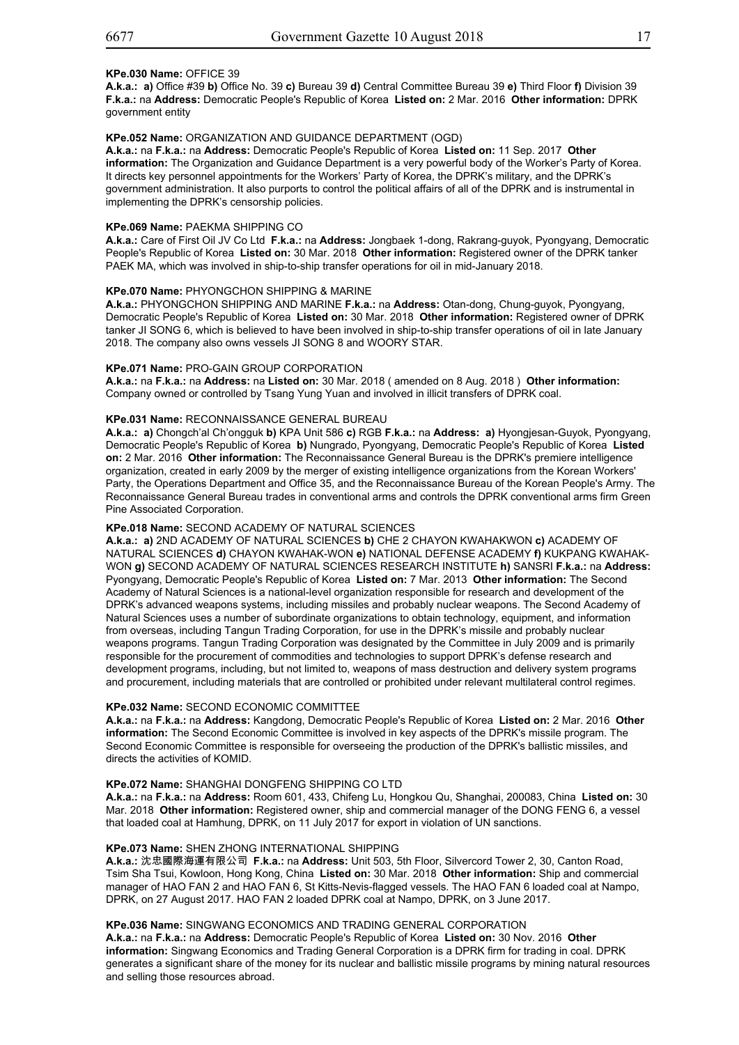**KPe.030 Name:** OFFICE 39
**A.k.a.: a)** Office #39 **b)** Office No. 39 **c)** Bureau 39 **d)** Central Committee Bureau 39 **e)** Third Floor **f)** Division 39 **F.k.a.:** na **Address:** Democratic People's Republic of Korea **Listed on:** 2 Mar. 2016 **Other information:** DPRK government entity

**KPe.052 Name:** ORGANIZATION AND GUIDANCE DEPARTMENT (OGD)
**A.k.a.:** na **F.k.a.:** na **Address:** Democratic People's Republic of Korea **Listed on:** 11 Sep. 2017 **Other information:** The Organization and Guidance Department is a very powerful body of the Worker's Party of Korea. It directs key personnel appointments for the Workers' Party of Korea, the DPRK's military, and the DPRK's government administration. It also purports to control the political affairs of all of the DPRK and is instrumental in implementing the DPRK's censorship policies.

**KPe.069 Name:** PAEKMA SHIPPING CO
**A.k.a.:** Care of First Oil JV Co Ltd **F.k.a.:** na **Address:** Jongbaek 1-dong, Rakrang-guyok, Pyongyang, Democratic People's Republic of Korea **Listed on:** 30 Mar. 2018 **Other information:** Registered owner of the DPRK tanker PAEK MA, which was involved in ship-to-ship transfer operations for oil in mid-January 2018.

**KPe.070 Name:** PHYONGCHON SHIPPING & MARINE
**A.k.a.:** PHYONGCHON SHIPPING AND MARINE **F.k.a.:** na **Address:** Otan-dong, Chung-guyok, Pyongyang, Democratic People's Republic of Korea **Listed on:** 30 Mar. 2018 **Other information:** Registered owner of DPRK tanker JI SONG 6, which is believed to have been involved in ship-to-ship transfer operations of oil in late January 2018. The company also owns vessels JI SONG 8 and WOORY STAR.

**KPe.071 Name:** PRO-GAIN GROUP CORPORATION
**A.k.a.:** na **F.k.a.:** na **Address:** na **Listed on:** 30 Mar. 2018 ( amended on 8 Aug. 2018 ) **Other information:** Company owned or controlled by Tsang Yung Yuan and involved in illicit transfers of DPRK coal.

**KPe.031 Name:** RECONNAISSANCE GENERAL BUREAU
**A.k.a.: a)** Chongch'al Ch'ongguk **b)** KPA Unit 586 **c)** RGB **F.k.a.:** na **Address: a)** Hyongjesan-Guyok, Pyongyang, Democratic People's Republic of Korea **b)** Nungrado, Pyongyang, Democratic People's Republic of Korea **Listed on:** 2 Mar. 2016 **Other information:** The Reconnaissance General Bureau is the DPRK's premiere intelligence organization, created in early 2009 by the merger of existing intelligence organizations from the Korean Workers' Party, the Operations Department and Office 35, and the Reconnaissance Bureau of the Korean People's Army. The Reconnaissance General Bureau trades in conventional arms and controls the DPRK conventional arms firm Green Pine Associated Corporation.

**KPe.018 Name:** SECOND ACADEMY OF NATURAL SCIENCES
**A.k.a.: a)** 2ND ACADEMY OF NATURAL SCIENCES **b)** CHE 2 CHAYON KWAHAKWON **c)** ACADEMY OF NATURAL SCIENCES **d)** CHAYON KWAHAK-WON **e)** NATIONAL DEFENSE ACADEMY **f)** KUKPANG KWAHAK-WON **g)** SECOND ACADEMY OF NATURAL SCIENCES RESEARCH INSTITUTE **h)** SANSRI **F.k.a.:** na **Address:** Pyongyang, Democratic People's Republic of Korea **Listed on:** 7 Mar. 2013 **Other information:** The Second Academy of Natural Sciences is a national-level organization responsible for research and development of the DPRK's advanced weapons systems, including missiles and probably nuclear weapons. The Second Academy of Natural Sciences uses a number of subordinate organizations to obtain technology, equipment, and information from overseas, including Tangun Trading Corporation, for use in the DPRK's missile and probably nuclear weapons programs. Tangun Trading Corporation was designated by the Committee in July 2009 and is primarily responsible for the procurement of commodities and technologies to support DPRK's defense research and development programs, including, but not limited to, weapons of mass destruction and delivery system programs and procurement, including materials that are controlled or prohibited under relevant multilateral control regimes.

**KPe.032 Name:** SECOND ECONOMIC COMMITTEE
**A.k.a.:** na **F.k.a.:** na **Address:** Kangdong, Democratic People's Republic of Korea **Listed on:** 2 Mar. 2016 **Other information:** The Second Economic Committee is involved in key aspects of the DPRK's missile program. The Second Economic Committee is responsible for overseeing the production of the DPRK's ballistic missiles, and directs the activities of KOMID.

**KPe.072 Name:** SHANGHAI DONGFENG SHIPPING CO LTD
**A.k.a.:** na **F.k.a.:** na **Address:** Room 601, 433, Chifeng Lu, Hongkou Qu, Shanghai, 200083, China **Listed on:** 30 Mar. 2018 **Other information:** Registered owner, ship and commercial manager of the DONG FENG 6, a vessel that loaded coal at Hamhung, DPRK, on 11 July 2017 for export in violation of UN sanctions.

**KPe.073 Name:** SHEN ZHONG INTERNATIONAL SHIPPING
**A.k.a.:** 沈忠國際海運有限公司 **F.k.a.:** na **Address:** Unit 503, 5th Floor, Silvercord Tower 2, 30, Canton Road, Tsim Sha Tsui, Kowloon, Hong Kong, China **Listed on:** 30 Mar. 2018 **Other information:** Ship and commercial manager of HAO FAN 2 and HAO FAN 6, St Kitts-Nevis-flagged vessels. The HAO FAN 6 loaded coal at Nampo, DPRK, on 27 August 2017. HAO FAN 2 loaded DPRK coal at Nampo, DPRK, on 3 June 2017.

**KPe.036 Name:** SINGWANG ECONOMICS AND TRADING GENERAL CORPORATION
**A.k.a.:** na **F.k.a.:** na **Address:** Democratic People's Republic of Korea **Listed on:** 30 Nov. 2016 **Other information:** Singwang Economics and Trading General Corporation is a DPRK firm for trading in coal. DPRK generates a significant share of the money for its nuclear and ballistic missile programs by mining natural resources and selling those resources abroad.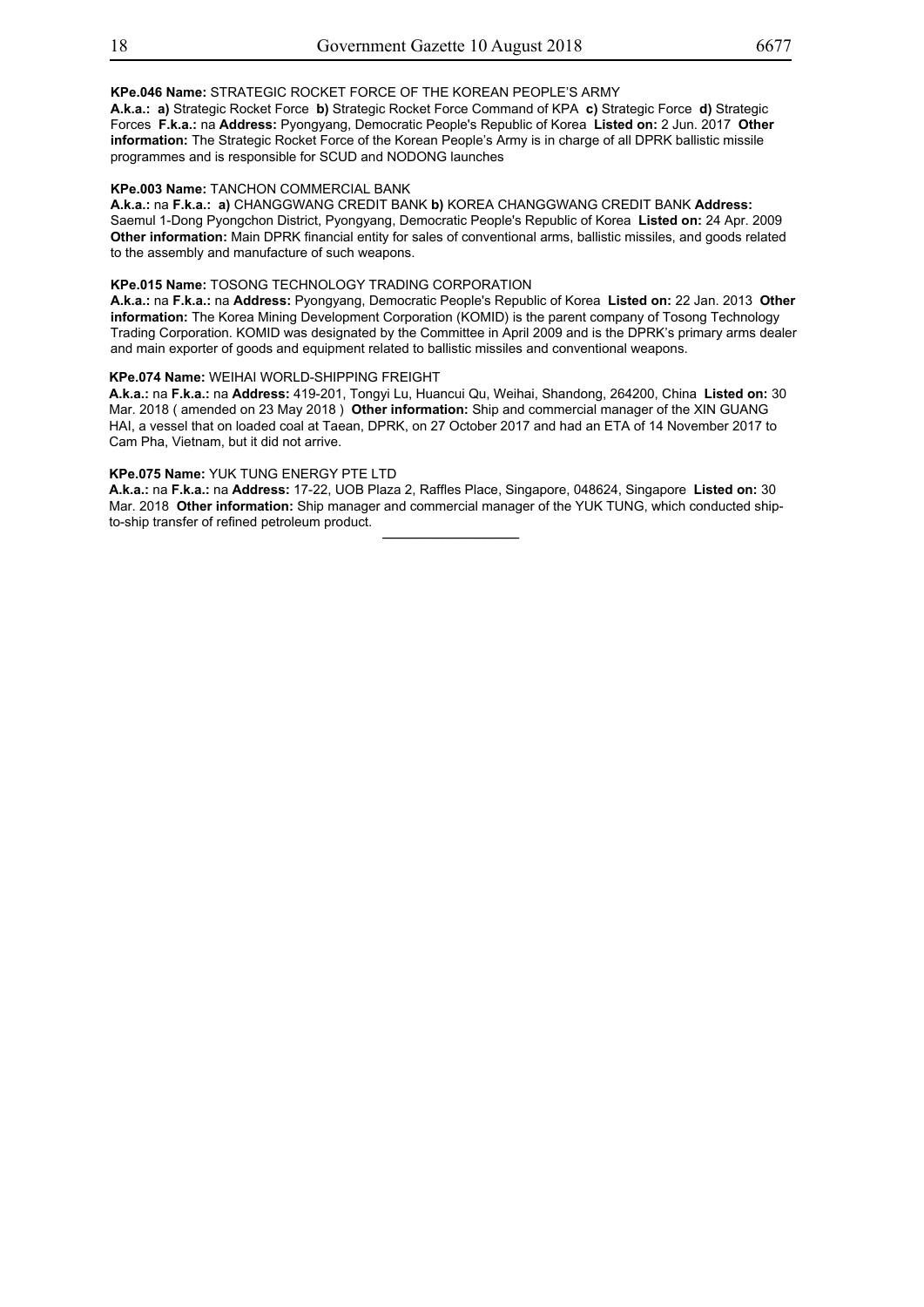**KPe.046 Name:** STRATEGIC ROCKET FORCE OF THE KOREAN PEOPLE'S ARMY
**A.k.a.: a)** Strategic Rocket Force **b)** Strategic Rocket Force Command of KPA **c)** Strategic Force **d)** Strategic Forces **F.k.a.:** na **Address:** Pyongyang, Democratic People's Republic of Korea **Listed on:** 2 Jun. 2017 **Other information:** The Strategic Rocket Force of the Korean People's Army is in charge of all DPRK ballistic missile programmes and is responsible for SCUD and NODONG launches

**KPe.003 Name:** TANCHON COMMERCIAL BANK
**A.k.a.:** na **F.k.a.: a)** CHANGGWANG CREDIT BANK **b)** KOREA CHANGGWANG CREDIT BANK **Address:** Saemul 1-Dong Pyongchon District, Pyongyang, Democratic People's Republic of Korea **Listed on:** 24 Apr. 2009 **Other information:** Main DPRK financial entity for sales of conventional arms, ballistic missiles, and goods related to the assembly and manufacture of such weapons.

**KPe.015 Name:** TOSONG TECHNOLOGY TRADING CORPORATION
**A.k.a.:** na **F.k.a.:** na **Address:** Pyongyang, Democratic People's Republic of Korea **Listed on:** 22 Jan. 2013 **Other information:** The Korea Mining Development Corporation (KOMID) is the parent company of Tosong Technology Trading Corporation. KOMID was designated by the Committee in April 2009 and is the DPRK's primary arms dealer and main exporter of goods and equipment related to ballistic missiles and conventional weapons.

**KPe.074 Name:** WEIHAI WORLD-SHIPPING FREIGHT
**A.k.a.:** na **F.k.a.:** na **Address:** 419-201, Tongyi Lu, Huancui Qu, Weihai, Shandong, 264200, China **Listed on:** 30 Mar. 2018 ( amended on 23 May 2018 ) **Other information:** Ship and commercial manager of the XIN GUANG HAI, a vessel that on loaded coal at Taean, DPRK, on 27 October 2017 and had an ETA of 14 November 2017 to Cam Pha, Vietnam, but it did not arrive.

**KPe.075 Name:** YUK TUNG ENERGY PTE LTD
**A.k.a.:** na **F.k.a.:** na **Address:** 17-22, UOB Plaza 2, Raffles Place, Singapore, 048624, Singapore **Listed on:** 30 Mar. 2018 **Other information:** Ship manager and commercial manager of the YUK TUNG, which conducted ship-to-ship transfer of refined petroleum product.

________________